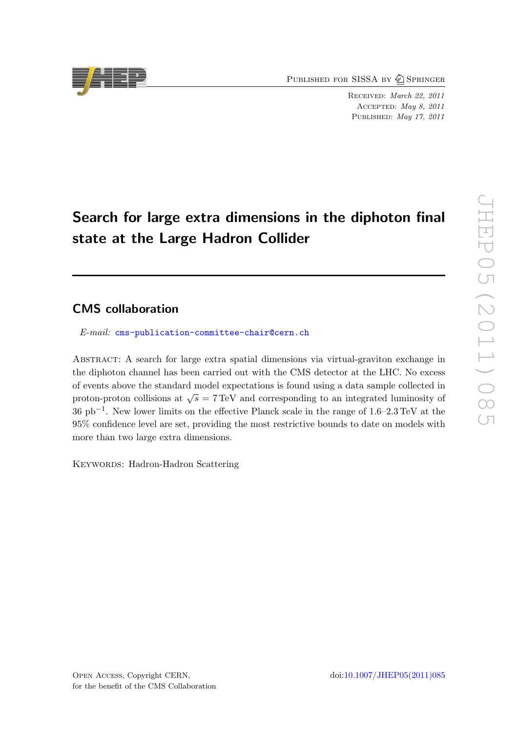Published for SISSA by Springer

Received: *March 22, 2011*
Accepted: *May 8, 2011*
Published: *May 17, 2011*

# Search for large extra dimensions in the diphoton final state at the Large Hadron Collider

## CMS collaboration

*E-mail:* cms-publication-committee-chair@cern.ch

Abstract: A search for large extra spatial dimensions via virtual-graviton exchange in the diphoton channel has been carried out with the CMS detector at the LHC. No excess of events above the standard model expectations is found using a data sample collected in proton-proton collisions at $\sqrt{s} = 7\,\text{TeV}$ and corresponding to an integrated luminosity of 36 $\text{pb}^{-1}$. New lower limits on the effective Planck scale in the range of 1.6–2.3 TeV at the 95% confidence level are set, providing the most restrictive bounds to date on models with more than two large extra dimensions.

Keywords: Hadron-Hadron Scattering

Open Access, Copyright CERN, for the benefit of the CMS Collaboration

doi:10.1007/JHEP05(2011)085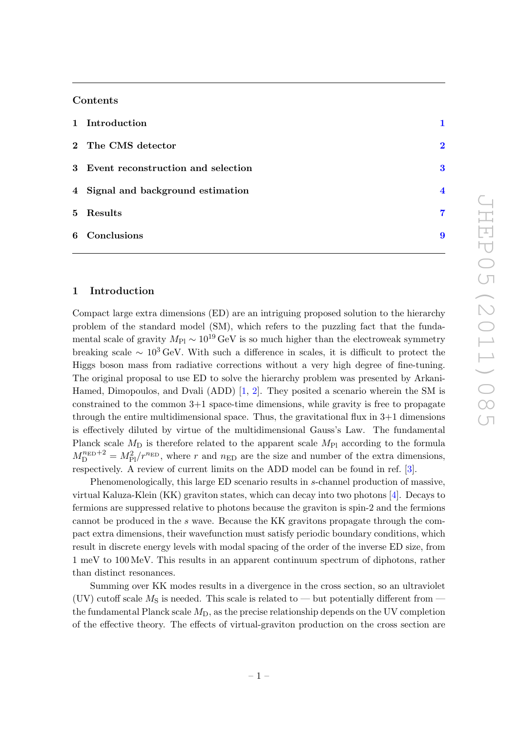## Contents

1 Introduction 1

2 The CMS detector 2

3 Event reconstruction and selection 3

4 Signal and background estimation 4

5 Results 7

6 Conclusions 9

# 1 Introduction

Compact large extra dimensions (ED) are an intriguing proposed solution to the hierarchy problem of the standard model (SM), which refers to the puzzling fact that the fundamental scale of gravity $M_{\mathrm{Pl}} \sim 10^{19}$ GeV is so much higher than the electroweak symmetry breaking scale $\sim 10^{3}$ GeV. With such a difference in scales, it is difficult to protect the Higgs boson mass from radiative corrections without a very high degree of fine-tuning. The original proposal to use ED to solve the hierarchy problem was presented by Arkani-Hamed, Dimopoulos, and Dvali (ADD) [1, 2]. They posited a scenario wherein the SM is constrained to the common 3+1 space-time dimensions, while gravity is free to propagate through the entire multidimensional space. Thus, the gravitational flux in 3+1 dimensions is effectively diluted by virtue of the multidimensional Gauss's Law. The fundamental Planck scale $M_{\mathrm{D}}$ is therefore related to the apparent scale $M_{\mathrm{Pl}}$ according to the formula $M_{\mathrm{D}}^{n_{\mathrm{ED}}+2} = M_{\mathrm{Pl}}^{2}/r^{n_{\mathrm{ED}}}$, where $r$ and $n_{\mathrm{ED}}$ are the size and number of the extra dimensions, respectively. A review of current limits on the ADD model can be found in ref. [3].

Phenomenologically, this large ED scenario results in $s$-channel production of massive, virtual Kaluza-Klein (KK) graviton states, which can decay into two photons [4]. Decays to fermions are suppressed relative to photons because the graviton is spin-2 and the fermions cannot be produced in the $s$ wave. Because the KK gravitons propagate through the compact extra dimensions, their wavefunction must satisfy periodic boundary conditions, which result in discrete energy levels with modal spacing of the order of the inverse ED size, from 1 meV to 100 MeV. This results in an apparent continuum spectrum of diphotons, rather than distinct resonances.

Summing over KK modes results in a divergence in the cross section, so an ultraviolet (UV) cutoff scale $M_{\mathrm{S}}$ is needed. This scale is related to — but potentially different from — the fundamental Planck scale $M_{\mathrm{D}}$, as the precise relationship depends on the UV completion of the effective theory. The effects of virtual-graviton production on the cross section are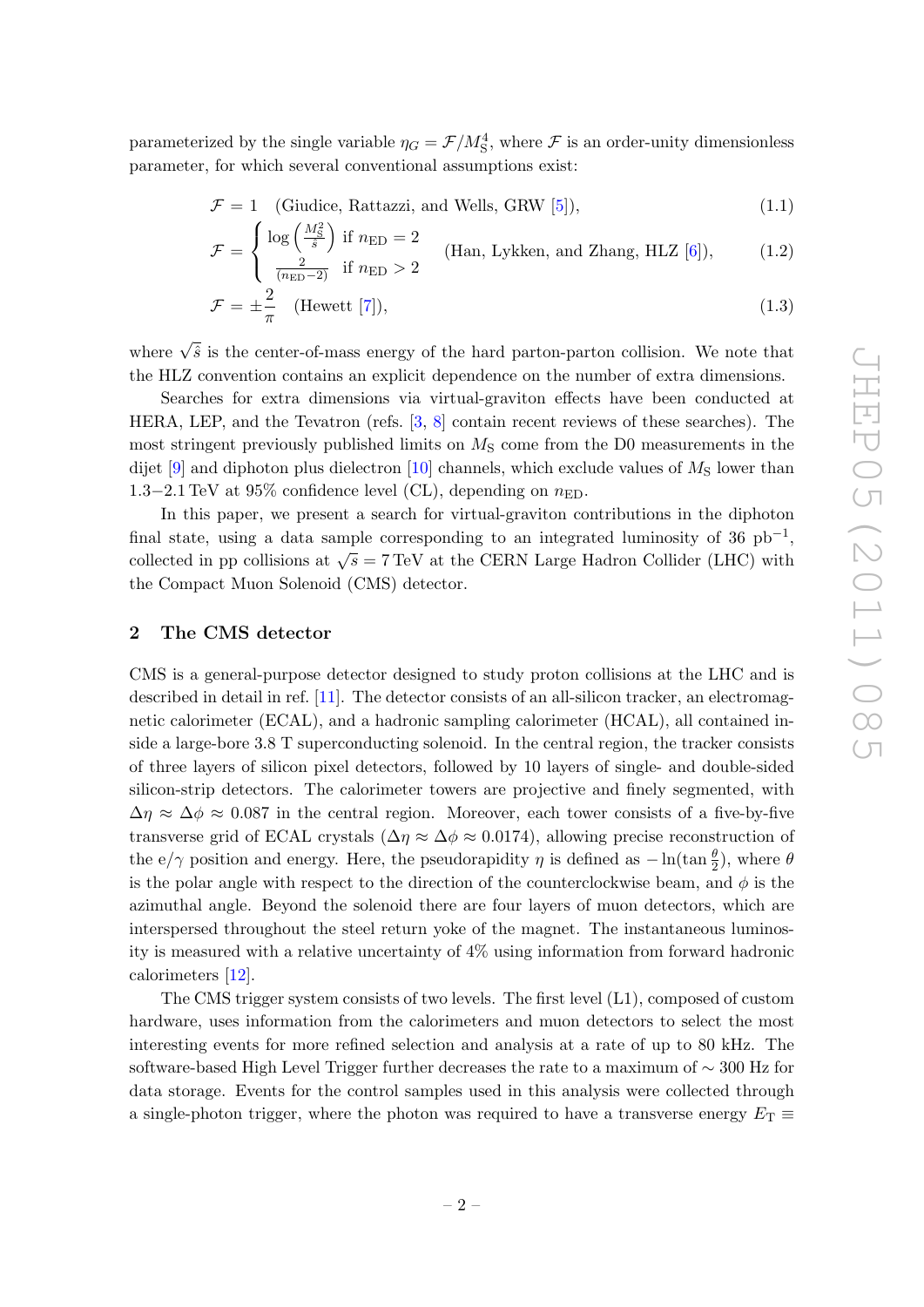parameterized by the single variable $\eta_G = \mathcal{F}/M_S^4$, where $\mathcal{F}$ is an order-unity dimensionless parameter, for which several conventional assumptions exist:

$$\mathcal{F} = 1 \quad \text{(Giudice, Rattazzi, and Wells, GRW [5])}, \tag{1.1}$$

$$\mathcal{F} = \begin{cases} \log\left(\frac{M_S^2}{\hat{s}}\right) & \text{if } n_{ED} = 2 \\ \frac{2}{(n_{ED}-2)} & \text{if } n_{ED} > 2 \end{cases} \quad \text{(Han, Lykken, and Zhang, HLZ [6])}, \tag{1.2}$$

$$\mathcal{F} = \pm\frac{2}{\pi} \quad \text{(Hewett [7])}, \tag{1.3}$$

where $\sqrt{\hat{s}}$ is the center-of-mass energy of the hard parton-parton collision. We note that the HLZ convention contains an explicit dependence on the number of extra dimensions.

Searches for extra dimensions via virtual-graviton effects have been conducted at HERA, LEP, and the Tevatron (refs. [3, 8] contain recent reviews of these searches). The most stringent previously published limits on $M_S$ come from the D0 measurements in the dijet [9] and diphoton plus dielectron [10] channels, which exclude values of $M_S$ lower than 1.3−2.1 TeV at 95% confidence level (CL), depending on $n_{ED}$.

In this paper, we present a search for virtual-graviton contributions in the diphoton final state, using a data sample corresponding to an integrated luminosity of 36 pb$^{-1}$, collected in pp collisions at $\sqrt{s} = 7$ TeV at the CERN Large Hadron Collider (LHC) with the Compact Muon Solenoid (CMS) detector.

## 2 The CMS detector

CMS is a general-purpose detector designed to study proton collisions at the LHC and is described in detail in ref. [11]. The detector consists of an all-silicon tracker, an electromagnetic calorimeter (ECAL), and a hadronic sampling calorimeter (HCAL), all contained inside a large-bore 3.8 T superconducting solenoid. In the central region, the tracker consists of three layers of silicon pixel detectors, followed by 10 layers of single- and double-sided silicon-strip detectors. The calorimeter towers are projective and finely segmented, with $\Delta\eta \approx \Delta\phi \approx 0.087$ in the central region. Moreover, each tower consists of a five-by-five transverse grid of ECAL crystals ($\Delta\eta \approx \Delta\phi \approx 0.0174$), allowing precise reconstruction of the e/$\gamma$ position and energy. Here, the pseudorapidity $\eta$ is defined as $-\ln(\tan\frac{\theta}{2})$, where $\theta$ is the polar angle with respect to the direction of the counterclockwise beam, and $\phi$ is the azimuthal angle. Beyond the solenoid there are four layers of muon detectors, which are interspersed throughout the steel return yoke of the magnet. The instantaneous luminosity is measured with a relative uncertainty of 4% using information from forward hadronic calorimeters [12].

The CMS trigger system consists of two levels. The first level (L1), composed of custom hardware, uses information from the calorimeters and muon detectors to select the most interesting events for more refined selection and analysis at a rate of up to 80 kHz. The software-based High Level Trigger further decreases the rate to a maximum of $\sim$ 300 Hz for data storage. Events for the control samples used in this analysis were collected through a single-photon trigger, where the photon was required to have a transverse energy $E_T \equiv$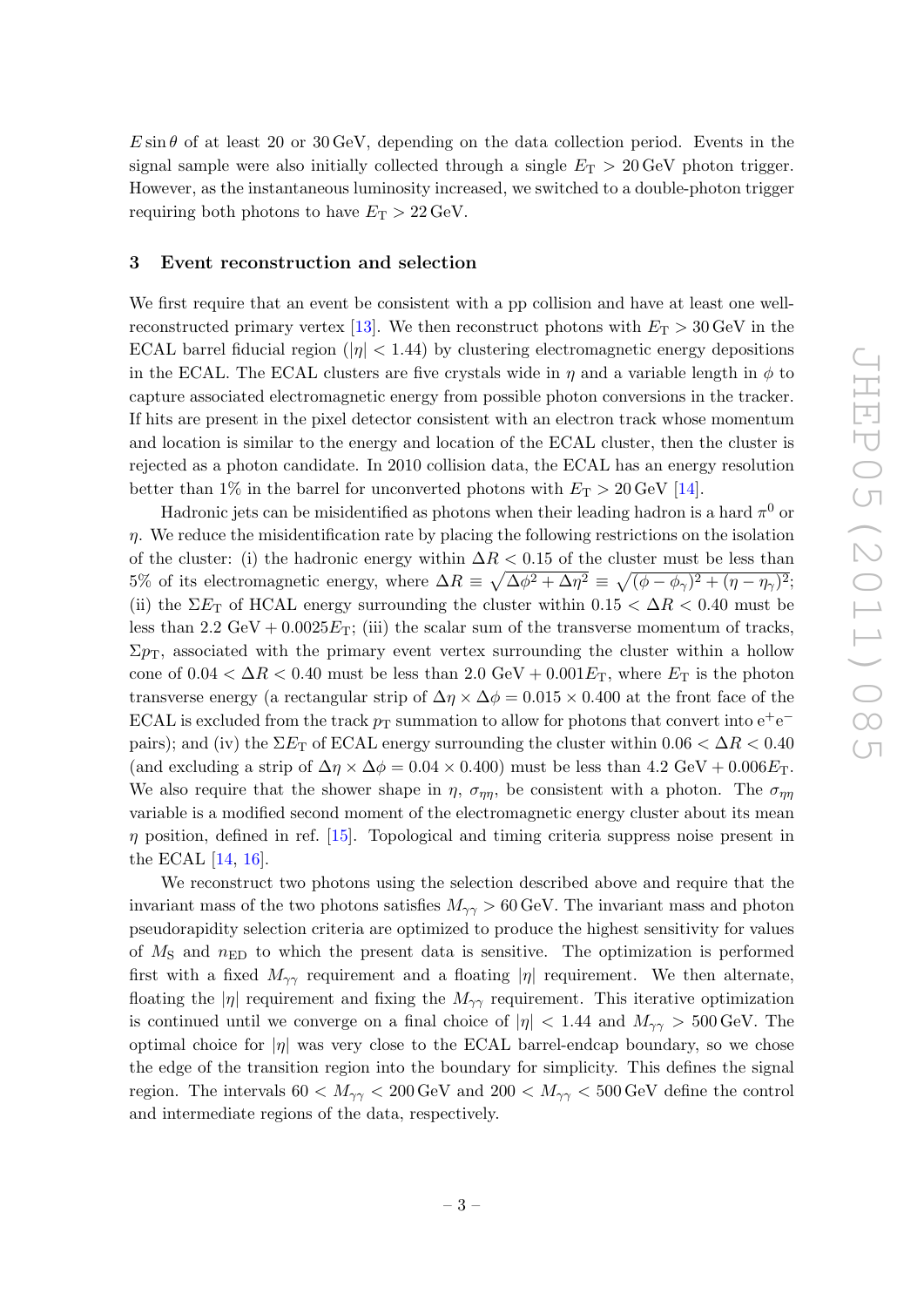$E \sin\theta$ of at least 20 or 30 GeV, depending on the data collection period. Events in the signal sample were also initially collected through a single $E_T > 20$ GeV photon trigger. However, as the instantaneous luminosity increased, we switched to a double-photon trigger requiring both photons to have $E_T > 22$ GeV.

## 3 Event reconstruction and selection

We first require that an event be consistent with a pp collision and have at least one well-reconstructed primary vertex [13]. We then reconstruct photons with $E_T > 30$ GeV in the ECAL barrel fiducial region ($|\eta| < 1.44$) by clustering electromagnetic energy depositions in the ECAL. The ECAL clusters are five crystals wide in $\eta$ and a variable length in $\phi$ to capture associated electromagnetic energy from possible photon conversions in the tracker. If hits are present in the pixel detector consistent with an electron track whose momentum and location is similar to the energy and location of the ECAL cluster, then the cluster is rejected as a photon candidate. In 2010 collision data, the ECAL has an energy resolution better than 1% in the barrel for unconverted photons with $E_T > 20$ GeV [14].

Hadronic jets can be misidentified as photons when their leading hadron is a hard $\pi^0$ or $\eta$. We reduce the misidentification rate by placing the following restrictions on the isolation of the cluster: (i) the hadronic energy within $\Delta R < 0.15$ of the cluster must be less than 5% of its electromagnetic energy, where $\Delta R \equiv \sqrt{\Delta\phi^2 + \Delta\eta^2} \equiv \sqrt{(\phi - \phi_\gamma)^2 + (\eta - \eta_\gamma)^2}$; (ii) the $\Sigma E_T$ of HCAL energy surrounding the cluster within $0.15 < \Delta R < 0.40$ must be less than 2.2 GeV $+ 0.0025 E_T$; (iii) the scalar sum of the transverse momentum of tracks, $\Sigma p_T$, associated with the primary event vertex surrounding the cluster within a hollow cone of $0.04 < \Delta R < 0.40$ must be less than 2.0 GeV $+ 0.001 E_T$, where $E_T$ is the photon transverse energy (a rectangular strip of $\Delta\eta \times \Delta\phi = 0.015 \times 0.400$ at the front face of the ECAL is excluded from the track $p_T$ summation to allow for photons that convert into $e^+e^-$ pairs); and (iv) the $\Sigma E_T$ of ECAL energy surrounding the cluster within $0.06 < \Delta R < 0.40$ (and excluding a strip of $\Delta\eta \times \Delta\phi = 0.04 \times 0.400$) must be less than 4.2 GeV $+ 0.006 E_T$. We also require that the shower shape in $\eta$, $\sigma_{\eta\eta}$, be consistent with a photon. The $\sigma_{\eta\eta}$ variable is a modified second moment of the electromagnetic energy cluster about its mean $\eta$ position, defined in ref. [15]. Topological and timing criteria suppress noise present in the ECAL [14, 16].

We reconstruct two photons using the selection described above and require that the invariant mass of the two photons satisfies $M_{\gamma\gamma} > 60$ GeV. The invariant mass and photon pseudorapidity selection criteria are optimized to produce the highest sensitivity for values of $M_S$ and $n_{ED}$ to which the present data is sensitive. The optimization is performed first with a fixed $M_{\gamma\gamma}$ requirement and a floating $|\eta|$ requirement. We then alternate, floating the $|\eta|$ requirement and fixing the $M_{\gamma\gamma}$ requirement. This iterative optimization is continued until we converge on a final choice of $|\eta| < 1.44$ and $M_{\gamma\gamma} > 500$ GeV. The optimal choice for $|\eta|$ was very close to the ECAL barrel-endcap boundary, so we chose the edge of the transition region into the boundary for simplicity. This defines the signal region. The intervals $60 < M_{\gamma\gamma} < 200$ GeV and $200 < M_{\gamma\gamma} < 500$ GeV define the control and intermediate regions of the data, respectively.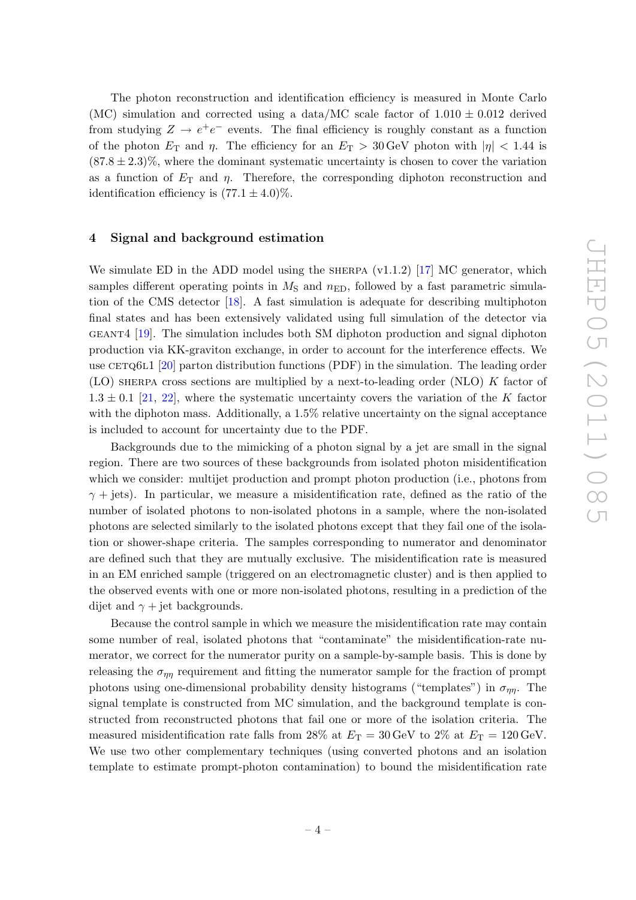The photon reconstruction and identification efficiency is measured in Monte Carlo (MC) simulation and corrected using a data/MC scale factor of $1.010 \pm 0.012$ derived from studying $Z \to e^+e^-$ events. The final efficiency is roughly constant as a function of the photon $E_\mathrm{T}$ and $\eta$. The efficiency for an $E_\mathrm{T} > 30\,\mathrm{GeV}$ photon with $|\eta| < 1.44$ is $(87.8 \pm 2.3)\%$, where the dominant systematic uncertainty is chosen to cover the variation as a function of $E_\mathrm{T}$ and $\eta$. Therefore, the corresponding diphoton reconstruction and identification efficiency is $(77.1 \pm 4.0)\%$.

## 4 Signal and background estimation

We simulate ED in the ADD model using the SHERPA (v1.1.2) [17] MC generator, which samples different operating points in $M_\mathrm{S}$ and $n_\mathrm{ED}$, followed by a fast parametric simulation of the CMS detector [18]. A fast simulation is adequate for describing multiphoton final states and has been extensively validated using full simulation of the detector via GEANT4 [19]. The simulation includes both SM diphoton production and signal diphoton production via KK-graviton exchange, in order to account for the interference effects. We use CETQ6L1 [20] parton distribution functions (PDF) in the simulation. The leading order (LO) SHERPA cross sections are multiplied by a next-to-leading order (NLO) $K$ factor of $1.3 \pm 0.1$ [21, 22], where the systematic uncertainty covers the variation of the $K$ factor with the diphoton mass. Additionally, a 1.5% relative uncertainty on the signal acceptance is included to account for uncertainty due to the PDF.

Backgrounds due to the mimicking of a photon signal by a jet are small in the signal region. There are two sources of these backgrounds from isolated photon misidentification which we consider: multijet production and prompt photon production (i.e., photons from $\gamma + \text{jets}$). In particular, we measure a misidentification rate, defined as the ratio of the number of isolated photons to non-isolated photons in a sample, where the non-isolated photons are selected similarly to the isolated photons except that they fail one of the isolation or shower-shape criteria. The samples corresponding to numerator and denominator are defined such that they are mutually exclusive. The misidentification rate is measured in an EM enriched sample (triggered on an electromagnetic cluster) and is then applied to the observed events with one or more non-isolated photons, resulting in a prediction of the dijet and $\gamma + \text{jet}$ backgrounds.

Because the control sample in which we measure the misidentification rate may contain some number of real, isolated photons that "contaminate" the misidentification-rate numerator, we correct for the numerator purity on a sample-by-sample basis. This is done by releasing the $\sigma_{\eta\eta}$ requirement and fitting the numerator sample for the fraction of prompt photons using one-dimensional probability density histograms ("templates") in $\sigma_{\eta\eta}$. The signal template is constructed from MC simulation, and the background template is constructed from reconstructed photons that fail one or more of the isolation criteria. The measured misidentification rate falls from 28% at $E_\mathrm{T} = 30\,\mathrm{GeV}$ to 2% at $E_\mathrm{T} = 120\,\mathrm{GeV}$. We use two other complementary techniques (using converted photons and an isolation template to estimate prompt-photon contamination) to bound the misidentification rate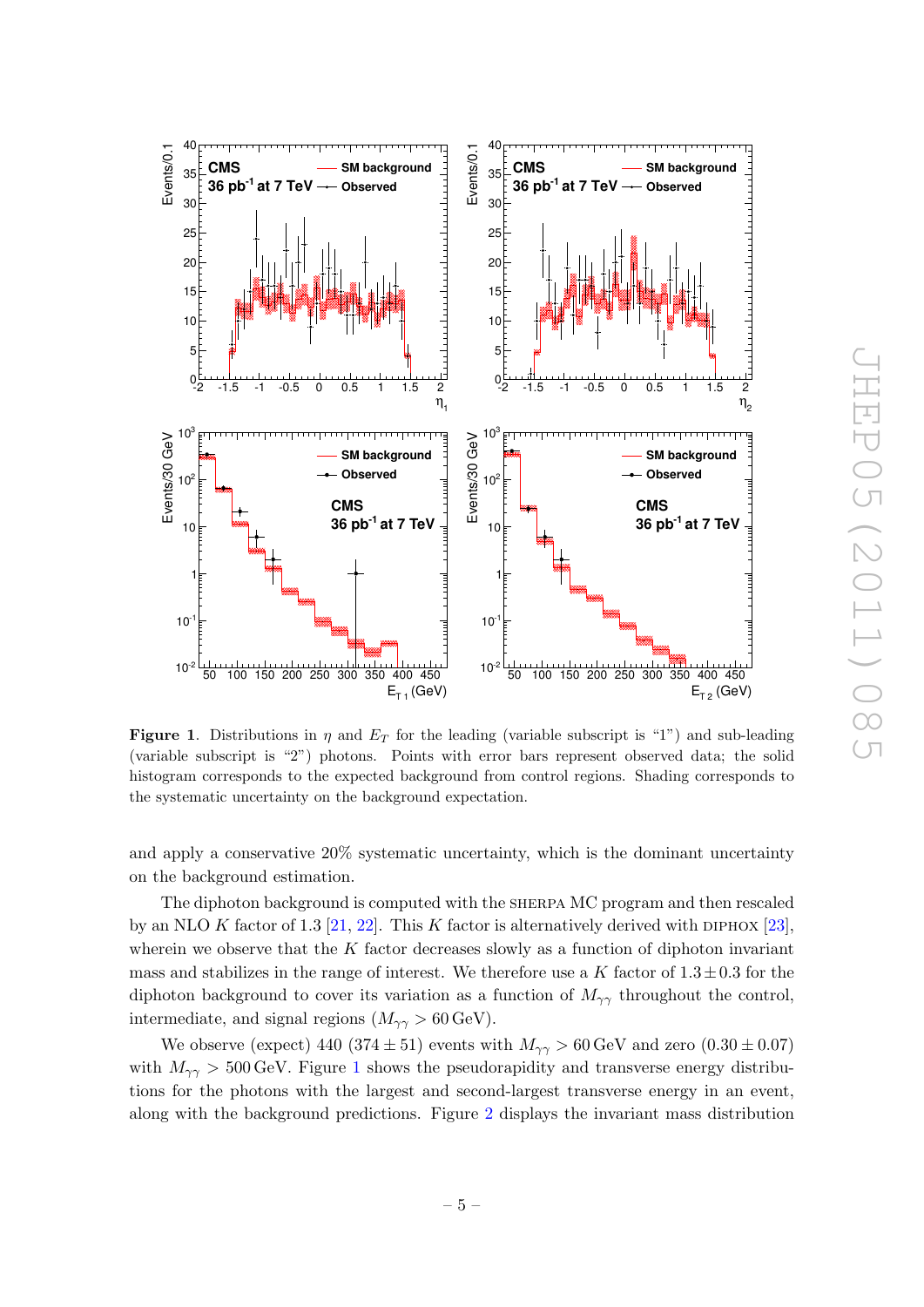**Figure 1**. Distributions in $\eta$ and $E_T$ for the leading (variable subscript is "1") and sub-leading (variable subscript is "2") photons. Points with error bars represent observed data; the solid histogram corresponds to the expected background from control regions. Shading corresponds to the systematic uncertainty on the background expectation.

and apply a conservative 20% systematic uncertainty, which is the dominant uncertainty on the background estimation.

The diphoton background is computed with the SHERPA MC program and then rescaled by an NLO $K$ factor of 1.3 [21, 22]. This $K$ factor is alternatively derived with DIPHOX [23], wherein we observe that the $K$ factor decreases slowly as a function of diphoton invariant mass and stabilizes in the range of interest. We therefore use a $K$ factor of $1.3 \pm 0.3$ for the diphoton background to cover its variation as a function of $M_{\gamma\gamma}$ throughout the control, intermediate, and signal regions ($M_{\gamma\gamma} > 60\,\text{GeV}$).

We observe (expect) 440 ($374 \pm 51$) events with $M_{\gamma\gamma} > 60\,\text{GeV}$ and zero ($0.30 \pm 0.07$) with $M_{\gamma\gamma} > 500\,\text{GeV}$. Figure 1 shows the pseudorapidity and transverse energy distributions for the photons with the largest and second-largest transverse energy in an event, along with the background predictions. Figure 2 displays the invariant mass distribution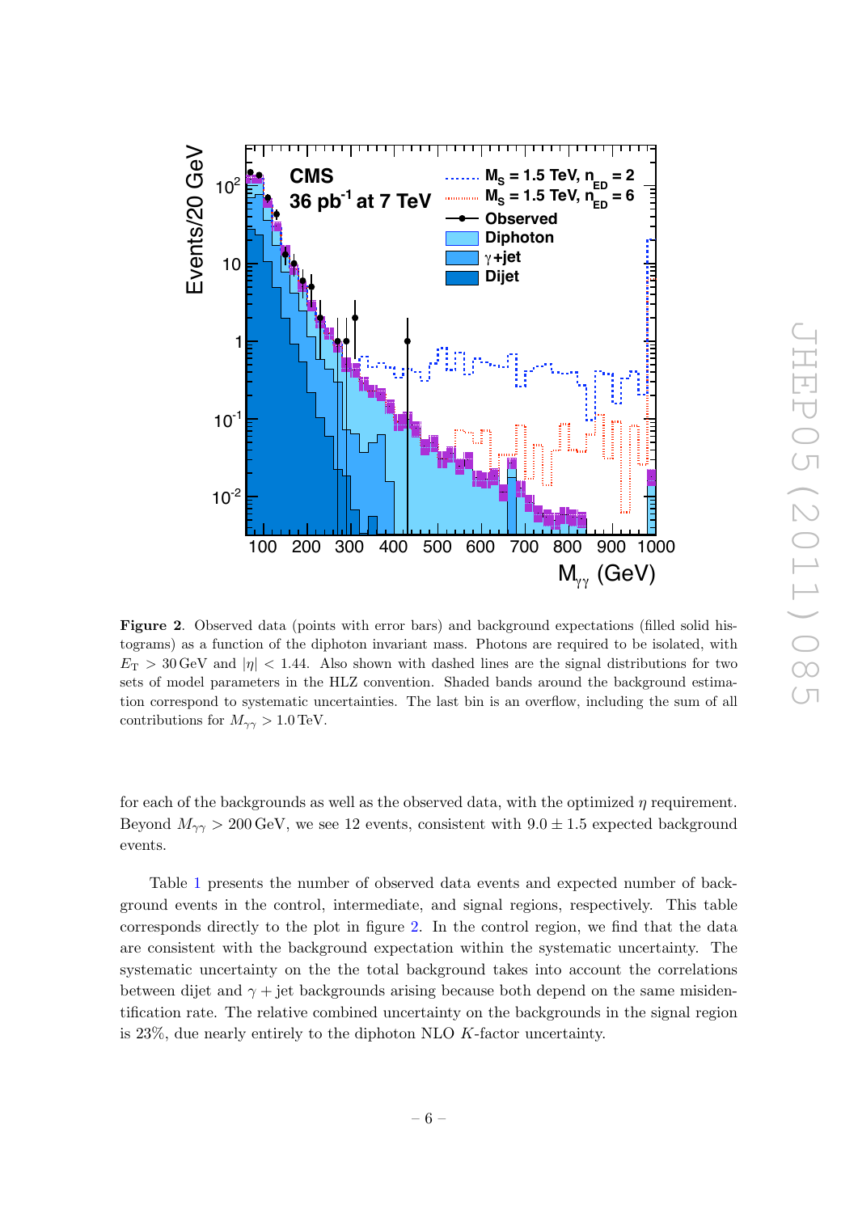**Figure 2**. Observed data (points with error bars) and background expectations (filled solid histograms) as a function of the diphoton invariant mass. Photons are required to be isolated, with $E_T > 30\,\text{GeV}$ and $|\eta| < 1.44$. Also shown with dashed lines are the signal distributions for two sets of model parameters in the HLZ convention. Shaded bands around the background estimation correspond to systematic uncertainties. The last bin is an overflow, including the sum of all contributions for $M_{\gamma\gamma} > 1.0\,\text{TeV}$.

for each of the backgrounds as well as the observed data, with the optimized $\eta$ requirement. Beyond $M_{\gamma\gamma} > 200\,\text{GeV}$, we see 12 events, consistent with $9.0 \pm 1.5$ expected background events.

Table 1 presents the number of observed data events and expected number of background events in the control, intermediate, and signal regions, respectively. This table corresponds directly to the plot in figure 2. In the control region, we find that the data are consistent with the background expectation within the systematic uncertainty. The systematic uncertainty on the the total background takes into account the correlations between dijet and $\gamma +$ jet backgrounds arising because both depend on the same misidentification rate. The relative combined uncertainty on the backgrounds in the signal region is 23%, due nearly entirely to the diphoton NLO $K$-factor uncertainty.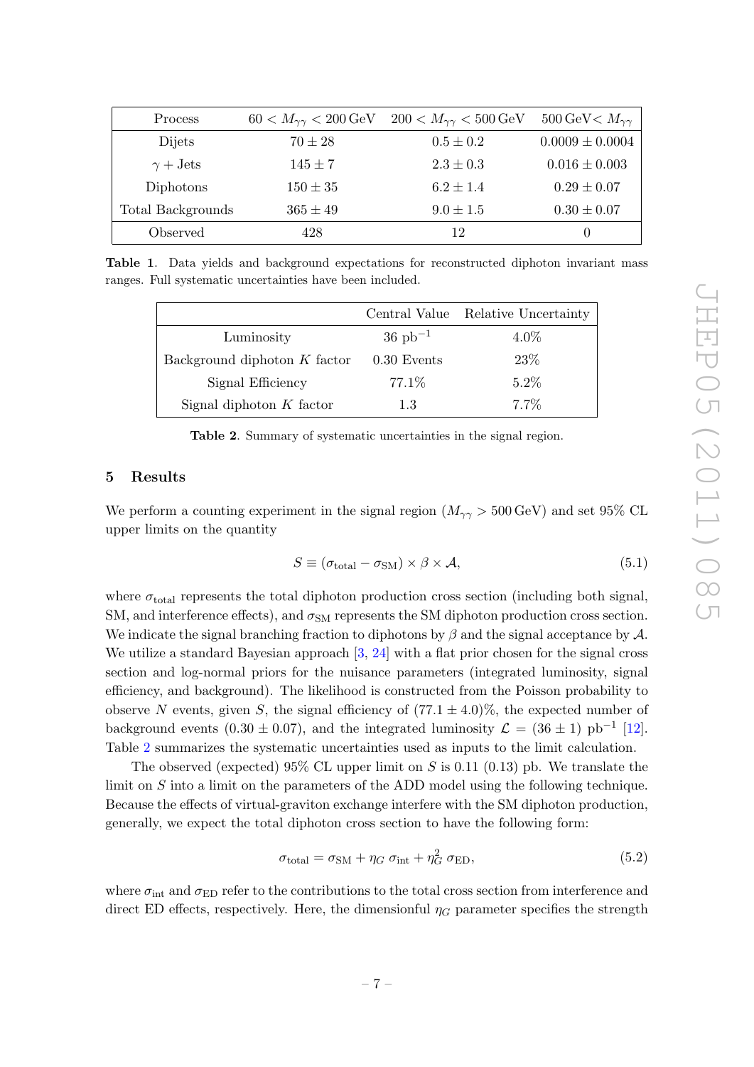| Process | $60 < M_{\gamma\gamma} < 200\,\text{GeV}$ | $200 < M_{\gamma\gamma} < 500\,\text{GeV}$ | $500\,\text{GeV} < M_{\gamma\gamma}$ |
|---|---|---|---|
| Dijets | $70 \pm 28$ | $0.5 \pm 0.2$ | $0.0009 \pm 0.0004$ |
| $\gamma +$ Jets | $145 \pm 7$ | $2.3 \pm 0.3$ | $0.016 \pm 0.003$ |
| Diphotons | $150 \pm 35$ | $6.2 \pm 1.4$ | $0.29 \pm 0.07$ |
| Total Backgrounds | $365 \pm 49$ | $9.0 \pm 1.5$ | $0.30 \pm 0.07$ |
| Observed | 428 | 12 | 0 |

**Table 1**. Data yields and background expectations for reconstructed diphoton invariant mass ranges. Full systematic uncertainties have been included.

| | Central Value | Relative Uncertainty |
|---|---|---|
| Luminosity | 36 pb$^{-1}$ | 4.0% |
| Background diphoton $K$ factor | 0.30 Events | 23% |
| Signal Efficiency | 77.1% | 5.2% |
| Signal diphoton $K$ factor | 1.3 | 7.7% |

**Table 2**. Summary of systematic uncertainties in the signal region.

## 5 Results

We perform a counting experiment in the signal region ($M_{\gamma\gamma} > 500\,\text{GeV}$) and set 95% CL upper limits on the quantity

$$S \equiv (\sigma_{\text{total}} - \sigma_{\text{SM}}) \times \beta \times \mathcal{A}, \tag{5.1}$$

where $\sigma_{\text{total}}$ represents the total diphoton production cross section (including both signal, SM, and interference effects), and $\sigma_{\text{SM}}$ represents the SM diphoton production cross section. We indicate the signal branching fraction to diphotons by $\beta$ and the signal acceptance by $\mathcal{A}$. We utilize a standard Bayesian approach [3, 24] with a flat prior chosen for the signal cross section and log-normal priors for the nuisance parameters (integrated luminosity, signal efficiency, and background). The likelihood is constructed from the Poisson probability to observe $N$ events, given $S$, the signal efficiency of $(77.1 \pm 4.0)$%, the expected number of background events $(0.30 \pm 0.07)$, and the integrated luminosity $\mathcal{L} = (36 \pm 1)$ pb$^{-1}$ [12]. Table 2 summarizes the systematic uncertainties used as inputs to the limit calculation.

The observed (expected) 95% CL upper limit on $S$ is 0.11 (0.13) pb. We translate the limit on $S$ into a limit on the parameters of the ADD model using the following technique. Because the effects of virtual-graviton exchange interfere with the SM diphoton production, generally, we expect the total diphoton cross section to have the following form:

$$\sigma_{\text{total}} = \sigma_{\text{SM}} + \eta_G\, \sigma_{\text{int}} + \eta_G^2\, \sigma_{\text{ED}}, \tag{5.2}$$

where $\sigma_{\text{int}}$ and $\sigma_{\text{ED}}$ refer to the contributions to the total cross section from interference and direct ED effects, respectively. Here, the dimensionful $\eta_G$ parameter specifies the strength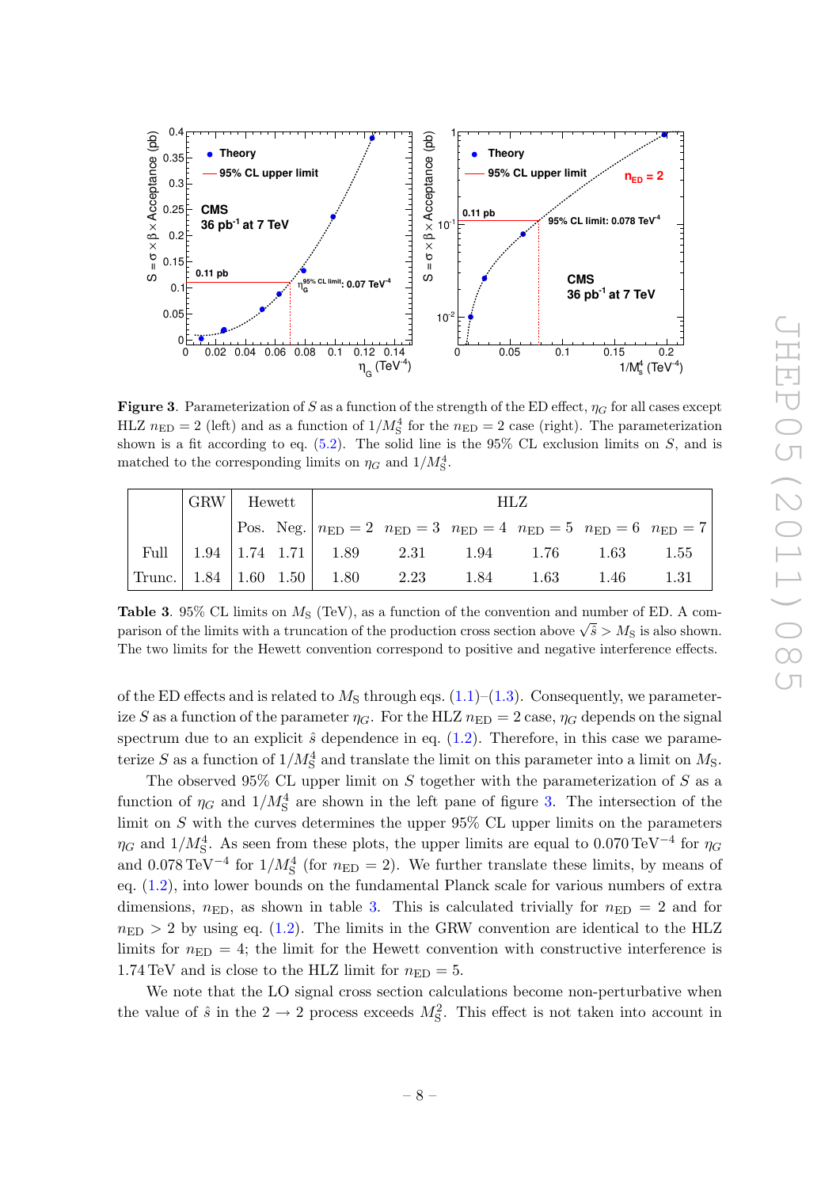**Figure 3**. Parameterization of $S$ as a function of the strength of the ED effect, $\eta_G$ for all cases except HLZ $n_{\rm ED} = 2$ (left) and as a function of $1/M_{\rm S}^4$ for the $n_{\rm ED} = 2$ case (right). The parameterization shown is a fit according to eq. (5.2). The solid line is the 95% CL exclusion limits on $S$, and is matched to the corresponding limits on $\eta_G$ and $1/M_{\rm S}^4$.

| | GRW | Hewett | | HLZ | | | | | |
|---|---|---|---|---|---|---|---|---|---|
| | | Pos. | Neg. | $n_{\rm ED} = 2$ | $n_{\rm ED} = 3$ | $n_{\rm ED} = 4$ | $n_{\rm ED} = 5$ | $n_{\rm ED} = 6$ | $n_{\rm ED} = 7$ |
| Full | 1.94 | 1.74 | 1.71 | 1.89 | 2.31 | 1.94 | 1.76 | 1.63 | 1.55 |
| Trunc. | 1.84 | 1.60 | 1.50 | 1.80 | 2.23 | 1.84 | 1.63 | 1.46 | 1.31 |

**Table 3**. 95% CL limits on $M_{\rm S}$ (TeV), as a function of the convention and number of ED. A comparison of the limits with a truncation of the production cross section above $\sqrt{\hat{s}} > M_{\rm S}$ is also shown. The two limits for the Hewett convention correspond to positive and negative interference effects.

of the ED effects and is related to $M_{\rm S}$ through eqs. (1.1)–(1.3). Consequently, we parameterize $S$ as a function of the parameter $\eta_G$. For the HLZ $n_{\rm ED} = 2$ case, $\eta_G$ depends on the signal spectrum due to an explicit $\hat{s}$ dependence in eq. (1.2). Therefore, in this case we parameterize $S$ as a function of $1/M_{\rm S}^4$ and translate the limit on this parameter into a limit on $M_{\rm S}$.

The observed 95% CL upper limit on $S$ together with the parameterization of $S$ as a function of $\eta_G$ and $1/M_{\rm S}^4$ are shown in the left pane of figure 3. The intersection of the limit on $S$ with the curves determines the upper 95% CL upper limits on the parameters $\eta_G$ and $1/M_{\rm S}^4$. As seen from these plots, the upper limits are equal to $0.070\,\text{TeV}^{-4}$ for $\eta_G$ and $0.078\,\text{TeV}^{-4}$ for $1/M_{\rm S}^4$ (for $n_{\rm ED} = 2$). We further translate these limits, by means of eq. (1.2), into lower bounds on the fundamental Planck scale for various numbers of extra dimensions, $n_{\rm ED}$, as shown in table 3. This is calculated trivially for $n_{\rm ED} = 2$ and for $n_{\rm ED} > 2$ by using eq. (1.2). The limits in the GRW convention are identical to the HLZ limits for $n_{\rm ED} = 4$; the limit for the Hewett convention with constructive interference is 1.74 TeV and is close to the HLZ limit for $n_{\rm ED} = 5$.

We note that the LO signal cross section calculations become non-perturbative when the value of $\hat{s}$ in the $2 \to 2$ process exceeds $M_{\rm S}^2$. This effect is not taken into account in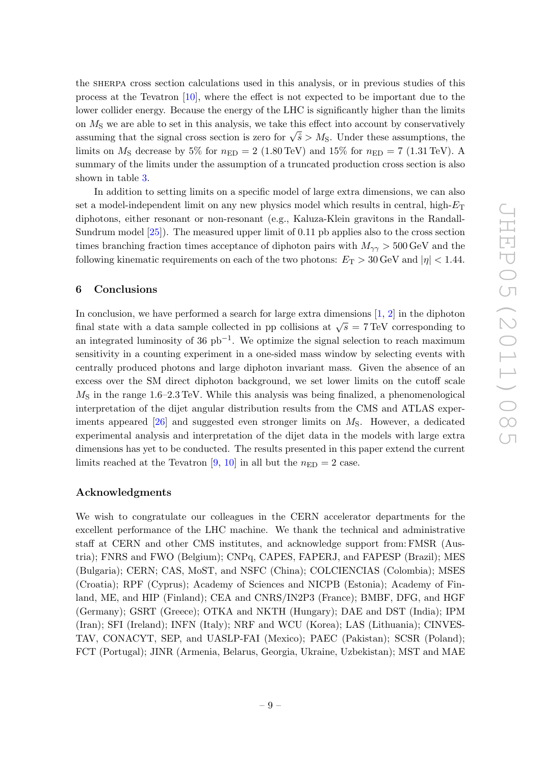the SHERPA cross section calculations used in this analysis, or in previous studies of this process at the Tevatron [10], where the effect is not expected to be important due to the lower collider energy. Because the energy of the LHC is significantly higher than the limits on $M_S$ we are able to set in this analysis, we take this effect into account by conservatively assuming that the signal cross section is zero for $\sqrt{\hat{s}} > M_S$. Under these assumptions, the limits on $M_S$ decrease by 5% for $n_{ED} = 2$ (1.80 TeV) and 15% for $n_{ED} = 7$ (1.31 TeV). A summary of the limits under the assumption of a truncated production cross section is also shown in table 3.

In addition to setting limits on a specific model of large extra dimensions, we can also set a model-independent limit on any new physics model which results in central, high-$E_T$ diphotons, either resonant or non-resonant (e.g., Kaluza-Klein gravitons in the Randall-Sundrum model [25]). The measured upper limit of 0.11 pb applies also to the cross section times branching fraction times acceptance of diphoton pairs with $M_{\gamma\gamma} > 500$ GeV and the following kinematic requirements on each of the two photons: $E_T > 30$ GeV and $|\eta| < 1.44$.

## 6 Conclusions

In conclusion, we have performed a search for large extra dimensions [1, 2] in the diphoton final state with a data sample collected in pp collisions at $\sqrt{s} = 7$ TeV corresponding to an integrated luminosity of 36 pb$^{-1}$. We optimize the signal selection to reach maximum sensitivity in a counting experiment in a one-sided mass window by selecting events with centrally produced photons and large diphoton invariant mass. Given the absence of an excess over the SM direct diphoton background, we set lower limits on the cutoff scale $M_S$ in the range 1.6–2.3 TeV. While this analysis was being finalized, a phenomenological interpretation of the dijet angular distribution results from the CMS and ATLAS experiments appeared [26] and suggested even stronger limits on $M_S$. However, a dedicated experimental analysis and interpretation of the dijet data in the models with large extra dimensions has yet to be conducted. The results presented in this paper extend the current limits reached at the Tevatron [9, 10] in all but the $n_{ED} = 2$ case.

## Acknowledgments

We wish to congratulate our colleagues in the CERN accelerator departments for the excellent performance of the LHC machine. We thank the technical and administrative staff at CERN and other CMS institutes, and acknowledge support from: FMSR (Austria); FNRS and FWO (Belgium); CNPq, CAPES, FAPERJ, and FAPESP (Brazil); MES (Bulgaria); CERN; CAS, MoST, and NSFC (China); COLCIENCIAS (Colombia); MSES (Croatia); RPF (Cyprus); Academy of Sciences and NICPB (Estonia); Academy of Finland, ME, and HIP (Finland); CEA and CNRS/IN2P3 (France); BMBF, DFG, and HGF (Germany); GSRT (Greece); OTKA and NKTH (Hungary); DAE and DST (India); IPM (Iran); SFI (Ireland); INFN (Italy); NRF and WCU (Korea); LAS (Lithuania); CINVESTAV, CONACYT, SEP, and UASLP-FAI (Mexico); PAEC (Pakistan); SCSR (Poland); FCT (Portugal); JINR (Armenia, Belarus, Georgia, Ukraine, Uzbekistan); MST and MAE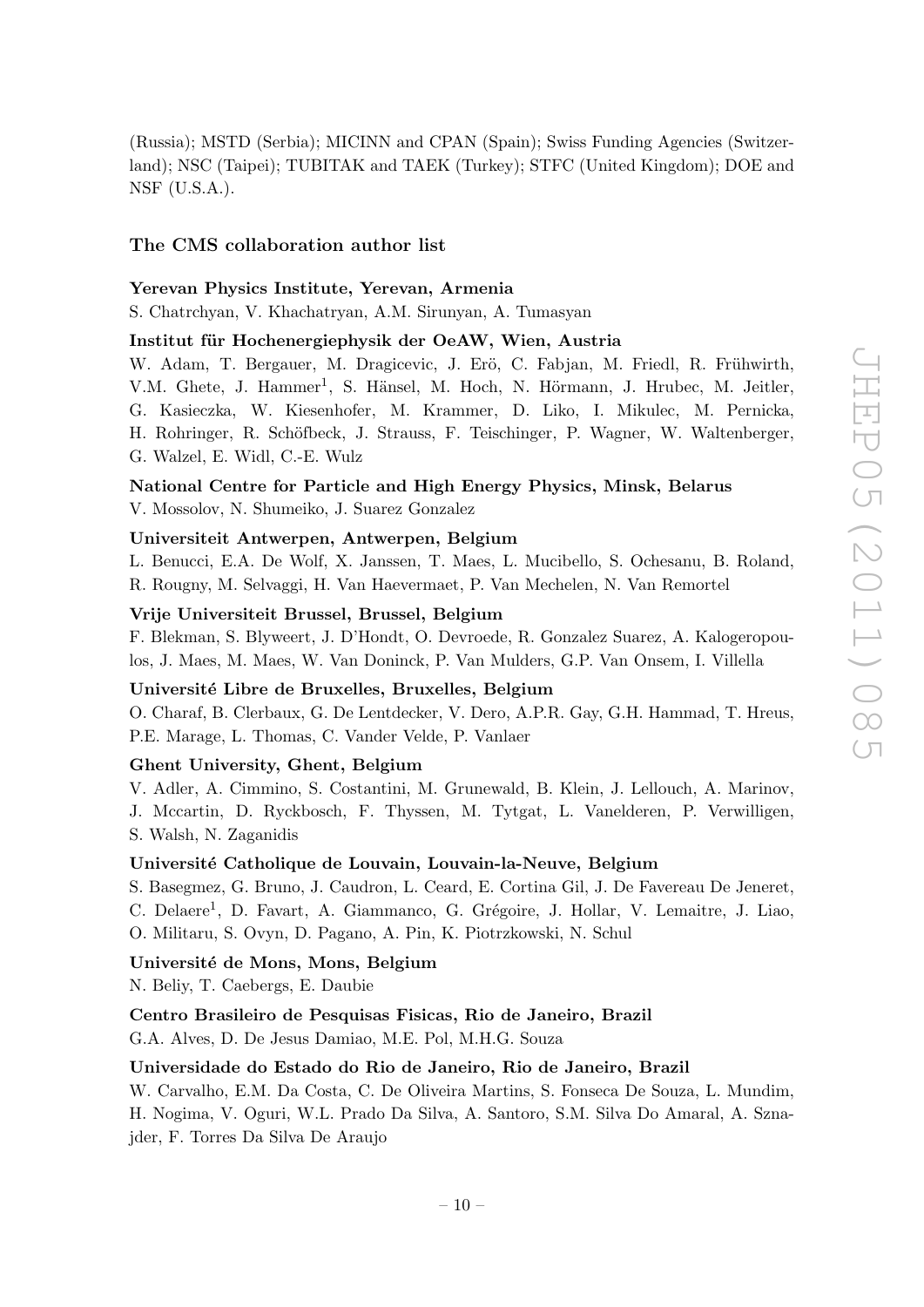(Russia); MSTD (Serbia); MICINN and CPAN (Spain); Swiss Funding Agencies (Switzerland); NSC (Taipei); TUBITAK and TAEK (Turkey); STFC (United Kingdom); DOE and NSF (U.S.A.).

### The CMS collaboration author list

**Yerevan Physics Institute, Yerevan, Armenia**

S. Chatrchyan, V. Khachatryan, A.M. Sirunyan, A. Tumasyan

**Institut für Hochenergiephysik der OeAW, Wien, Austria**

W. Adam, T. Bergauer, M. Dragicevic, J. Erö, C. Fabjan, M. Friedl, R. Frühwirth, V.M. Ghete, J. Hammer[1], S. Hänsel, M. Hoch, N. Hörmann, J. Hrubec, M. Jeitler, G. Kasieczka, W. Kiesenhofer, M. Krammer, D. Liko, I. Mikulec, M. Pernicka, H. Rohringer, R. Schöfbeck, J. Strauss, F. Teischinger, P. Wagner, W. Waltenberger, G. Walzel, E. Widl, C.-E. Wulz

**National Centre for Particle and High Energy Physics, Minsk, Belarus**

V. Mossolov, N. Shumeiko, J. Suarez Gonzalez

**Universiteit Antwerpen, Antwerpen, Belgium**

L. Benucci, E.A. De Wolf, X. Janssen, T. Maes, L. Mucibello, S. Ochesanu, B. Roland, R. Rougny, M. Selvaggi, H. Van Haevermaet, P. Van Mechelen, N. Van Remortel

**Vrije Universiteit Brussel, Brussel, Belgium**

F. Blekman, S. Blyweert, J. D'Hondt, O. Devroede, R. Gonzalez Suarez, A. Kalogeropoulos, J. Maes, M. Maes, W. Van Doninck, P. Van Mulders, G.P. Van Onsem, I. Villella

**Université Libre de Bruxelles, Bruxelles, Belgium**

O. Charaf, B. Clerbaux, G. De Lentdecker, V. Dero, A.P.R. Gay, G.H. Hammad, T. Hreus, P.E. Marage, L. Thomas, C. Vander Velde, P. Vanlaer

**Ghent University, Ghent, Belgium**

V. Adler, A. Cimmino, S. Costantini, M. Grunewald, B. Klein, J. Lellouch, A. Marinov, J. Mccartin, D. Ryckbosch, F. Thyssen, M. Tytgat, L. Vanelderen, P. Verwilligen, S. Walsh, N. Zaganidis

**Université Catholique de Louvain, Louvain-la-Neuve, Belgium**

S. Basegmez, G. Bruno, J. Caudron, L. Ceard, E. Cortina Gil, J. De Favereau De Jeneret, C. Delaere[1], D. Favart, A. Giammanco, G. Grégoire, J. Hollar, V. Lemaitre, J. Liao, O. Militaru, S. Ovyn, D. Pagano, A. Pin, K. Piotrzkowski, N. Schul

**Université de Mons, Mons, Belgium**

N. Beliy, T. Caebergs, E. Daubie

**Centro Brasileiro de Pesquisas Fisicas, Rio de Janeiro, Brazil**

G.A. Alves, D. De Jesus Damiao, M.E. Pol, M.H.G. Souza

**Universidade do Estado do Rio de Janeiro, Rio de Janeiro, Brazil**

W. Carvalho, E.M. Da Costa, C. De Oliveira Martins, S. Fonseca De Souza, L. Mundim, H. Nogima, V. Oguri, W.L. Prado Da Silva, A. Santoro, S.M. Silva Do Amaral, A. Sznajder, F. Torres Da Silva De Araujo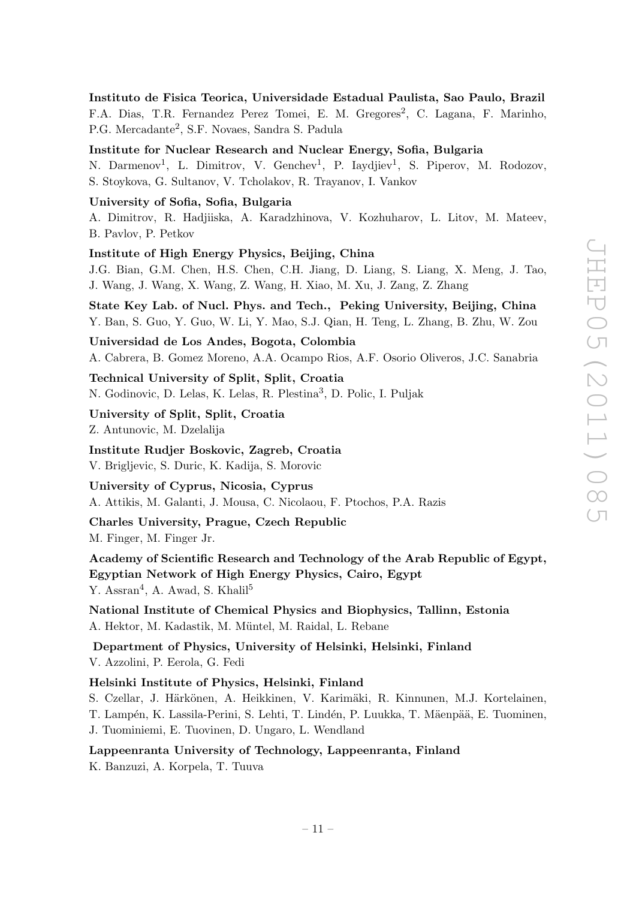**Instituto de Fisica Teorica, Universidade Estadual Paulista, Sao Paulo, Brazil**
F.A. Dias, T.R. Fernandez Perez Tomei, E. M. Gregores[2], C. Lagana, F. Marinho, P.G. Mercadante[2], S.F. Novaes, Sandra S. Padula

**Institute for Nuclear Research and Nuclear Energy, Sofia, Bulgaria**
N. Darmenov[1], L. Dimitrov, V. Genchev[1], P. Iaydjiev[1], S. Piperov, M. Rodozov, S. Stoykova, G. Sultanov, V. Tcholakov, R. Trayanov, I. Vankov

**University of Sofia, Sofia, Bulgaria**
A. Dimitrov, R. Hadjiiska, A. Karadzhinova, V. Kozhuharov, L. Litov, M. Mateev, B. Pavlov, P. Petkov

**Institute of High Energy Physics, Beijing, China**
J.G. Bian, G.M. Chen, H.S. Chen, C.H. Jiang, D. Liang, S. Liang, X. Meng, J. Tao, J. Wang, J. Wang, X. Wang, Z. Wang, H. Xiao, M. Xu, J. Zang, Z. Zhang

**State Key Lab. of Nucl. Phys. and Tech., Peking University, Beijing, China**
Y. Ban, S. Guo, Y. Guo, W. Li, Y. Mao, S.J. Qian, H. Teng, L. Zhang, B. Zhu, W. Zou

**Universidad de Los Andes, Bogota, Colombia**
A. Cabrera, B. Gomez Moreno, A.A. Ocampo Rios, A.F. Osorio Oliveros, J.C. Sanabria

**Technical University of Split, Split, Croatia**
N. Godinovic, D. Lelas, K. Lelas, R. Plestina[3], D. Polic, I. Puljak

**University of Split, Split, Croatia**
Z. Antunovic, M. Dzelalija

**Institute Rudjer Boskovic, Zagreb, Croatia**
V. Brigljevic, S. Duric, K. Kadija, S. Morovic

**University of Cyprus, Nicosia, Cyprus**
A. Attikis, M. Galanti, J. Mousa, C. Nicolaou, F. Ptochos, P.A. Razis

**Charles University, Prague, Czech Republic**
M. Finger, M. Finger Jr.

**Academy of Scientific Research and Technology of the Arab Republic of Egypt, Egyptian Network of High Energy Physics, Cairo, Egypt**
Y. Assran[4], A. Awad, S. Khalil[5]

**National Institute of Chemical Physics and Biophysics, Tallinn, Estonia**
A. Hektor, M. Kadastik, M. Müntel, M. Raidal, L. Rebane

**Department of Physics, University of Helsinki, Helsinki, Finland**
V. Azzolini, P. Eerola, G. Fedi

**Helsinki Institute of Physics, Helsinki, Finland**
S. Czellar, J. Härkönen, A. Heikkinen, V. Karimäki, R. Kinnunen, M.J. Kortelainen, T. Lampén, K. Lassila-Perini, S. Lehti, T. Lindén, P. Luukka, T. Mäenpää, E. Tuominen, J. Tuominiemi, E. Tuovinen, D. Ungaro, L. Wendland

**Lappeenranta University of Technology, Lappeenranta, Finland**
K. Banzuzi, A. Korpela, T. Tuuva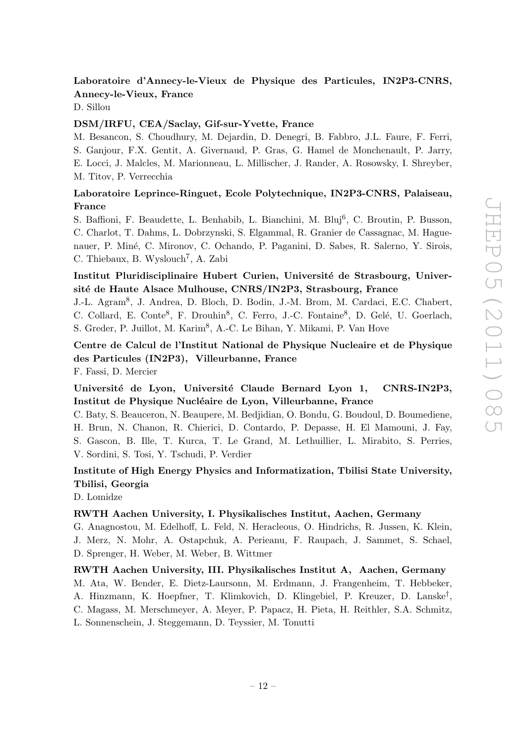**Laboratoire d'Annecy-le-Vieux de Physique des Particules, IN2P3-CNRS, Annecy-le-Vieux, France**

D. Sillou

**DSM/IRFU, CEA/Saclay, Gif-sur-Yvette, France**

M. Besancon, S. Choudhury, M. Dejardin, D. Denegri, B. Fabbro, J.L. Faure, F. Ferri, S. Ganjour, F.X. Gentit, A. Givernaud, P. Gras, G. Hamel de Monchenault, P. Jarry, E. Locci, J. Malcles, M. Marionneau, L. Millischer, J. Rander, A. Rosowsky, I. Shreyber, M. Titov, P. Verrecchia

**Laboratoire Leprince-Ringuet, Ecole Polytechnique, IN2P3-CNRS, Palaiseau, France**

S. Baffioni, F. Beaudette, L. Benhabib, L. Bianchini, M. Bluj[6], C. Broutin, P. Busson, C. Charlot, T. Dahms, L. Dobrzynski, S. Elgammal, R. Granier de Cassagnac, M. Haguenauer, P. Miné, C. Mironov, C. Ochando, P. Paganini, D. Sabes, R. Salerno, Y. Sirois, C. Thiebaux, B. Wyslouch[7], A. Zabi

**Institut Pluridisciplinaire Hubert Curien, Université de Strasbourg, Université de Haute Alsace Mulhouse, CNRS/IN2P3, Strasbourg, France**

J.-L. Agram[8], J. Andrea, D. Bloch, D. Bodin, J.-M. Brom, M. Cardaci, E.C. Chabert, C. Collard, E. Conte[8], F. Drouhin[8], C. Ferro, J.-C. Fontaine[8], D. Gelé, U. Goerlach, S. Greder, P. Juillot, M. Karim[8], A.-C. Le Bihan, Y. Mikami, P. Van Hove

**Centre de Calcul de l'Institut National de Physique Nucleaire et de Physique des Particules (IN2P3), Villeurbanne, France**

F. Fassi, D. Mercier

**Université de Lyon, Université Claude Bernard Lyon 1, CNRS-IN2P3, Institut de Physique Nucléaire de Lyon, Villeurbanne, France**

C. Baty, S. Beauceron, N. Beaupere, M. Bedjidian, O. Bondu, G. Boudoul, D. Boumediene, H. Brun, N. Chanon, R. Chierici, D. Contardo, P. Depasse, H. El Mamouni, J. Fay, S. Gascon, B. Ille, T. Kurca, T. Le Grand, M. Lethuillier, L. Mirabito, S. Perries, V. Sordini, S. Tosi, Y. Tschudi, P. Verdier

**Institute of High Energy Physics and Informatization, Tbilisi State University, Tbilisi, Georgia**

D. Lomidze

**RWTH Aachen University, I. Physikalisches Institut, Aachen, Germany**

G. Anagnostou, M. Edelhoff, L. Feld, N. Heracleous, O. Hindrichs, R. Jussen, K. Klein, J. Merz, N. Mohr, A. Ostapchuk, A. Perieanu, F. Raupach, J. Sammet, S. Schael, D. Sprenger, H. Weber, M. Weber, B. Wittmer

**RWTH Aachen University, III. Physikalisches Institut A, Aachen, Germany**

M. Ata, W. Bender, E. Dietz-Laursonn, M. Erdmann, J. Frangenheim, T. Hebbeker, A. Hinzmann, K. Hoepfner, T. Klimkovich, D. Klingebiel, P. Kreuzer, D. Lanske[†], C. Magass, M. Merschmeyer, A. Meyer, P. Papacz, H. Pieta, H. Reithler, S.A. Schmitz, L. Sonnenschein, J. Steggemann, D. Teyssier, M. Tonutti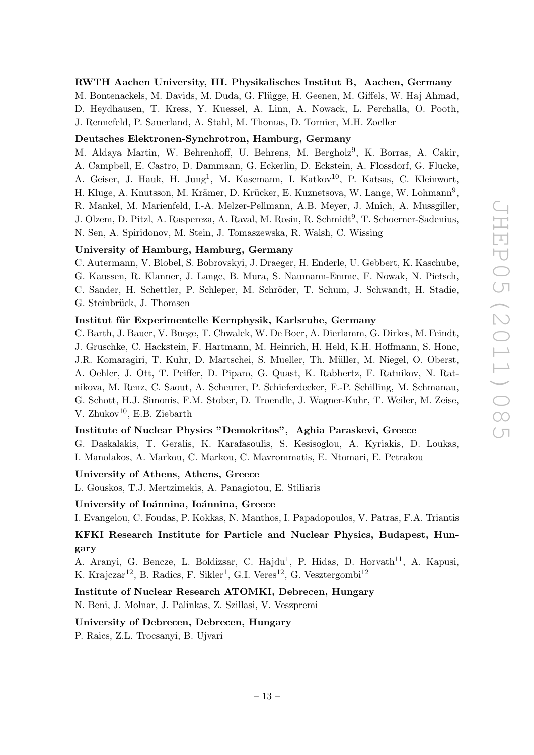**RWTH Aachen University, III. Physikalisches Institut B, Aachen, Germany**

M. Bontenackels, M. Davids, M. Duda, G. Flügge, H. Geenen, M. Giffels, W. Haj Ahmad, D. Heydhausen, T. Kress, Y. Kuessel, A. Linn, A. Nowack, L. Perchalla, O. Pooth, J. Rennefeld, P. Sauerland, A. Stahl, M. Thomas, D. Tornier, M.H. Zoeller

**Deutsches Elektronen-Synchrotron, Hamburg, Germany**

M. Aldaya Martin, W. Behrenhoff, U. Behrens, M. Bergholz[9], K. Borras, A. Cakir, A. Campbell, E. Castro, D. Dammann, G. Eckerlin, D. Eckstein, A. Flossdorf, G. Flucke, A. Geiser, J. Hauk, H. Jung[1], M. Kasemann, I. Katkov[10], P. Katsas, C. Kleinwort, H. Kluge, A. Knutsson, M. Krämer, D. Krücker, E. Kuznetsova, W. Lange, W. Lohmann[9], R. Mankel, M. Marienfeld, I.-A. Melzer-Pellmann, A.B. Meyer, J. Mnich, A. Mussgiller, J. Olzem, D. Pitzl, A. Raspereza, A. Raval, M. Rosin, R. Schmidt[9], T. Schoerner-Sadenius, N. Sen, A. Spiridonov, M. Stein, J. Tomaszewska, R. Walsh, C. Wissing

**University of Hamburg, Hamburg, Germany**

C. Autermann, V. Blobel, S. Bobrovskyi, J. Draeger, H. Enderle, U. Gebbert, K. Kaschube, G. Kaussen, R. Klanner, J. Lange, B. Mura, S. Naumann-Emme, F. Nowak, N. Pietsch, C. Sander, H. Schettler, P. Schleper, M. Schröder, T. Schum, J. Schwandt, H. Stadie, G. Steinbrück, J. Thomsen

**Institut für Experimentelle Kernphysik, Karlsruhe, Germany**

C. Barth, J. Bauer, V. Buege, T. Chwalek, W. De Boer, A. Dierlamm, G. Dirkes, M. Feindt, J. Gruschke, C. Hackstein, F. Hartmann, M. Heinrich, H. Held, K.H. Hoffmann, S. Honc, J.R. Komaragiri, T. Kuhr, D. Martschei, S. Mueller, Th. Müller, M. Niegel, O. Oberst, A. Oehler, J. Ott, T. Peiffer, D. Piparo, G. Quast, K. Rabbertz, F. Ratnikov, N. Ratnikova, M. Renz, C. Saout, A. Scheurer, P. Schieferdecker, F.-P. Schilling, M. Schmanau, G. Schott, H.J. Simonis, F.M. Stober, D. Troendle, J. Wagner-Kuhr, T. Weiler, M. Zeise, V. Zhukov[10], E.B. Ziebarth

**Institute of Nuclear Physics "Demokritos", Aghia Paraskevi, Greece**

G. Daskalakis, T. Geralis, K. Karafasoulis, S. Kesisoglou, A. Kyriakis, D. Loukas, I. Manolakos, A. Markou, C. Markou, C. Mavrommatis, E. Ntomari, E. Petrakou

**University of Athens, Athens, Greece**

L. Gouskos, T.J. Mertzimekis, A. Panagiotou, E. Stiliaris

**University of Ioánnina, Ioánnina, Greece**

I. Evangelou, C. Foudas, P. Kokkas, N. Manthos, I. Papadopoulos, V. Patras, F.A. Triantis

**KFKI Research Institute for Particle and Nuclear Physics, Budapest, Hungary**

A. Aranyi, G. Bencze, L. Boldizsar, C. Hajdu[1], P. Hidas, D. Horvath[11], A. Kapusi, K. Krajczar[12], B. Radics, F. Sikler[1], G.I. Veres[12], G. Vesztergombi[12]

**Institute of Nuclear Research ATOMKI, Debrecen, Hungary**

N. Beni, J. Molnar, J. Palinkas, Z. Szillasi, V. Veszpremi

**University of Debrecen, Debrecen, Hungary**

P. Raics, Z.L. Trocsanyi, B. Ujvari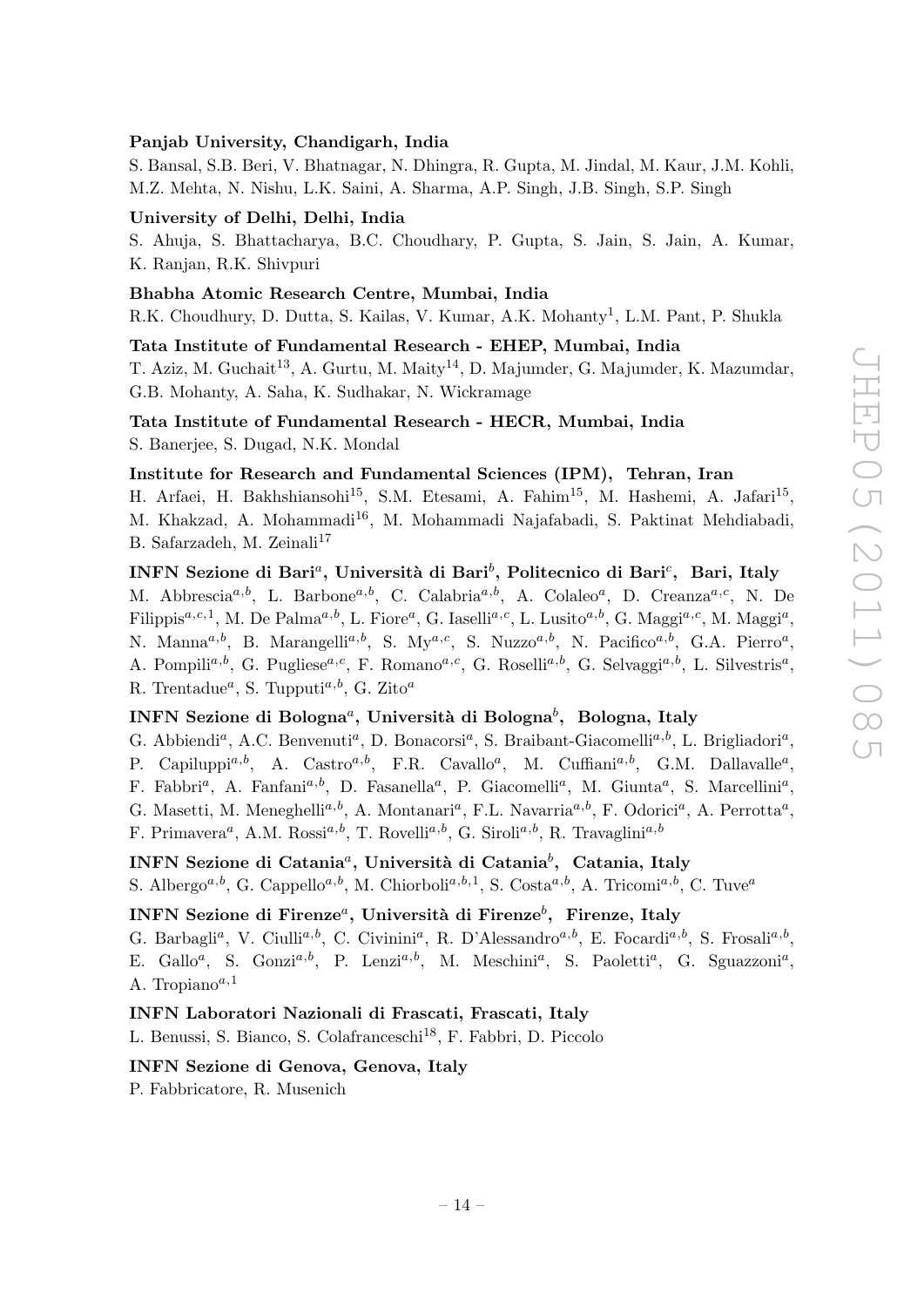**Panjab University, Chandigarh, India**

S. Bansal, S.B. Beri, V. Bhatnagar, N. Dhingra, R. Gupta, M. Jindal, M. Kaur, J.M. Kohli, M.Z. Mehta, N. Nishu, L.K. Saini, A. Sharma, A.P. Singh, J.B. Singh, S.P. Singh

**University of Delhi, Delhi, India**

S. Ahuja, S. Bhattacharya, B.C. Choudhary, P. Gupta, S. Jain, S. Jain, A. Kumar, K. Ranjan, R.K. Shivpuri

**Bhabha Atomic Research Centre, Mumbai, India**

R.K. Choudhury, D. Dutta, S. Kailas, V. Kumar, A.K. Mohanty[1], L.M. Pant, P. Shukla

**Tata Institute of Fundamental Research - EHEP, Mumbai, India**

T. Aziz, M. Guchait[13], A. Gurtu, M. Maity[14], D. Majumder, G. Majumder, K. Mazumdar, G.B. Mohanty, A. Saha, K. Sudhakar, N. Wickramage

**Tata Institute of Fundamental Research - HECR, Mumbai, India**

S. Banerjee, S. Dugad, N.K. Mondal

**Institute for Research and Fundamental Sciences (IPM), Tehran, Iran**

H. Arfaei, H. Bakhshiansohi[15], S.M. Etesami, A. Fahim[15], M. Hashemi, A. Jafari[15], M. Khakzad, A. Mohammadi[16], M. Mohammadi Najafabadi, S. Paktinat Mehdiabadi, B. Safarzadeh, M. Zeinali[17]

**INFN Sezione di Bari[a], Università di Bari[b], Politecnico di Bari[c], Bari, Italy**

M. Abbrescia[a,b], L. Barbone[a,b], C. Calabria[a,b], A. Colaleo[a], D. Creanza[a,c], N. De Filippis[a,c,1], M. De Palma[a,b], L. Fiore[a], G. Iaselli[a,c], L. Lusito[a,b], G. Maggi[a,c], M. Maggi[a], N. Manna[a,b], B. Marangelli[a,b], S. My[a,c], S. Nuzzo[a,b], N. Pacifico[a,b], G.A. Pierro[a], A. Pompili[a,b], G. Pugliese[a,c], F. Romano[a,c], G. Roselli[a,b], G. Selvaggi[a,b], L. Silvestris[a], R. Trentadue[a], S. Tupputi[a,b], G. Zito[a]

**INFN Sezione di Bologna[a], Università di Bologna[b], Bologna, Italy**

G. Abbiendi[a], A.C. Benvenuti[a], D. Bonacorsi[a], S. Braibant-Giacomelli[a,b], L. Brigliadori[a], P. Capiluppi[a,b], A. Castro[a,b], F.R. Cavallo[a], M. Cuffiani[a,b], G.M. Dallavalle[a], F. Fabbri[a], A. Fanfani[a,b], D. Fasanella[a], P. Giacomelli[a], M. Giunta[a], S. Marcellini[a], G. Masetti, M. Meneghelli[a,b], A. Montanari[a], F.L. Navarria[a,b], F. Odorici[a], A. Perrotta[a], F. Primavera[a], A.M. Rossi[a,b], T. Rovelli[a,b], G. Siroli[a,b], R. Travaglini[a,b]

**INFN Sezione di Catania[a], Università di Catania[b], Catania, Italy**

S. Albergo[a,b], G. Cappello[a,b], M. Chiorboli[a,b,1], S. Costa[a,b], A. Tricomi[a,b], C. Tuve[a]

**INFN Sezione di Firenze[a], Università di Firenze[b], Firenze, Italy**

G. Barbagli[a], V. Ciulli[a,b], C. Civinini[a], R. D'Alessandro[a,b], E. Focardi[a,b], S. Frosali[a,b], E. Gallo[a], S. Gonzi[a,b], P. Lenzi[a,b], M. Meschini[a], S. Paoletti[a], G. Sguazzoni[a], A. Tropiano[a,1]

**INFN Laboratori Nazionali di Frascati, Frascati, Italy**

L. Benussi, S. Bianco, S. Colafranceschi[18], F. Fabbri, D. Piccolo

**INFN Sezione di Genova, Genova, Italy**

P. Fabbricatore, R. Musenich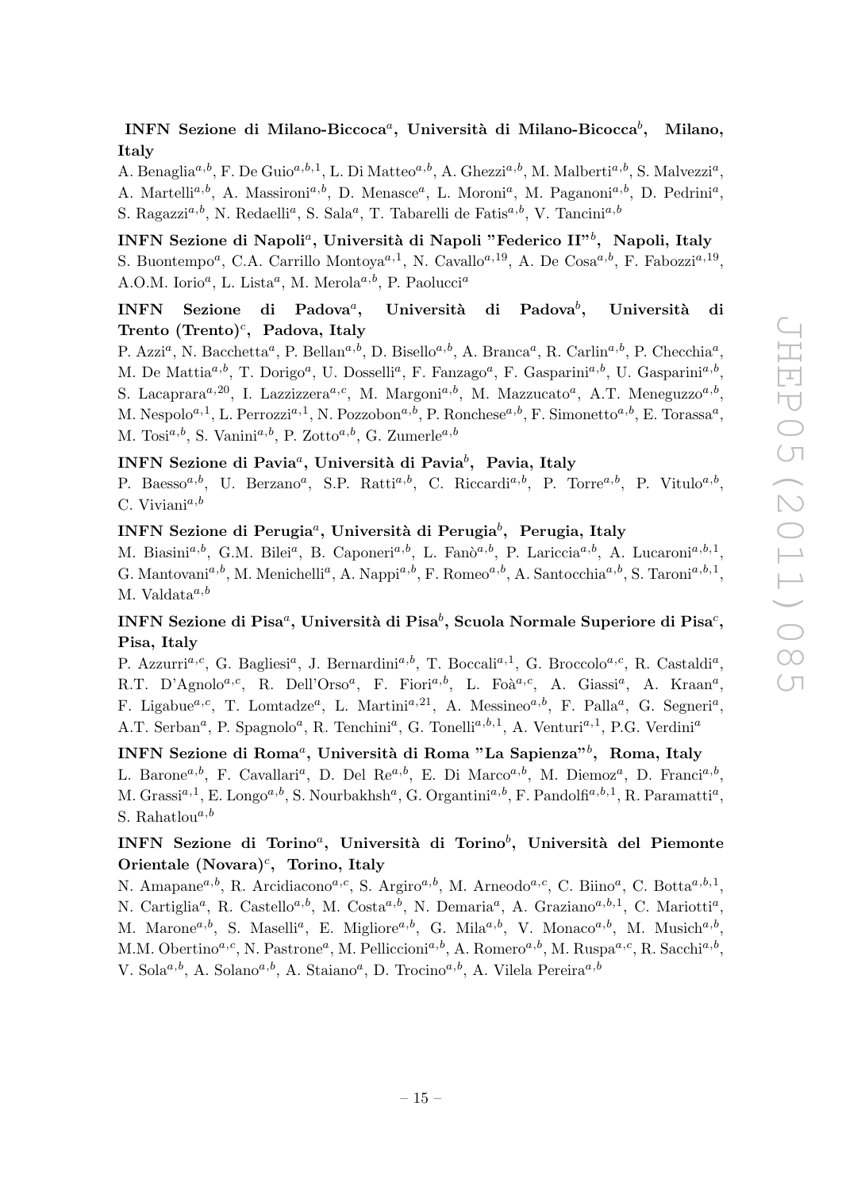**INFN Sezione di Milano-Biccoca**[a]**, Università di Milano-Bicocca**[b]**, Milano, Italy**

A. Benaglia[a,b], F. De Guio[a,b,1], L. Di Matteo[a,b], A. Ghezzi[a,b], M. Malberti[a,b], S. Malvezzi[a], A. Martelli[a,b], A. Massironi[a,b], D. Menasce[a], L. Moroni[a], M. Paganoni[a,b], D. Pedrini[a], S. Ragazzi[a,b], N. Redaelli[a], S. Sala[a], T. Tabarelli de Fatis[a,b], V. Tancini[a,b]

**INFN Sezione di Napoli**[a]**, Università di Napoli "Federico II"**[b]**, Napoli, Italy**

S. Buontempo[a], C.A. Carrillo Montoya[a,1], N. Cavallo[a,19], A. De Cosa[a,b], F. Fabozzi[a,19], A.O.M. Iorio[a], L. Lista[a], M. Merola[a,b], P. Paolucci[a]

**INFN Sezione di Padova**[a]**, Università di Padova**[b]**, Università di Trento (Trento)**[c]**, Padova, Italy**

P. Azzi[a], N. Bacchetta[a], P. Bellan[a,b], D. Bisello[a,b], A. Branca[a], R. Carlin[a,b], P. Checchia[a], M. De Mattia[a,b], T. Dorigo[a], U. Dosselli[a], F. Fanzago[a], F. Gasparini[a,b], U. Gasparini[a,b], S. Lacaprara[a,20], I. Lazzizzera[a,c], M. Margoni[a,b], M. Mazzucato[a], A.T. Meneguzzo[a,b], M. Nespolo[a,1], L. Perrozzi[a,1], N. Pozzobon[a,b], P. Ronchese[a,b], F. Simonetto[a,b], E. Torassa[a], M. Tosi[a,b], S. Vanini[a,b], P. Zotto[a,b], G. Zumerle[a,b]

**INFN Sezione di Pavia**[a]**, Università di Pavia**[b]**, Pavia, Italy**

P. Baesso[a,b], U. Berzano[a], S.P. Ratti[a,b], C. Riccardi[a,b], P. Torre[a,b], P. Vitulo[a,b], C. Viviani[a,b]

**INFN Sezione di Perugia**[a]**, Università di Perugia**[b]**, Perugia, Italy**

M. Biasini[a,b], G.M. Bilei[a], B. Caponeri[a,b], L. Fanò[a,b], P. Lariccia[a,b], A. Lucaroni[a,b,1], G. Mantovani[a,b], M. Menichelli[a], A. Nappi[a,b], F. Romeo[a,b], A. Santocchia[a,b], S. Taroni[a,b,1], M. Valdata[a,b]

**INFN Sezione di Pisa**[a]**, Università di Pisa**[b]**, Scuola Normale Superiore di Pisa**[c]**, Pisa, Italy**

P. Azzurri[a,c], G. Bagliesi[a], J. Bernardini[a,b], T. Boccali[a,1], G. Broccolo[a,c], R. Castaldi[a], R.T. D'Agnolo[a,c], R. Dell'Orso[a], F. Fiori[a,b], L. Foà[a,c], A. Giassi[a], A. Kraan[a], F. Ligabue[a,c], T. Lomtadze[a], L. Martini[a,21], A. Messineo[a,b], F. Palla[a], G. Segneri[a], A.T. Serban[a], P. Spagnolo[a], R. Tenchini[a], G. Tonelli[a,b,1], A. Venturi[a,1], P.G. Verdini[a]

**INFN Sezione di Roma**[a]**, Università di Roma "La Sapienza"**[b]**, Roma, Italy**

L. Barone[a,b], F. Cavallari[a], D. Del Re[a,b], E. Di Marco[a,b], M. Diemoz[a], D. Franci[a,b], M. Grassi[a,1], E. Longo[a,b], S. Nourbakhsh[a], G. Organtini[a,b], F. Pandolfi[a,b,1], R. Paramatti[a], S. Rahatlou[a,b]

**INFN Sezione di Torino**[a]**, Università di Torino**[b]**, Università del Piemonte Orientale (Novara)**[c]**, Torino, Italy**

N. Amapane[a,b], R. Arcidiacono[a,c], S. Argiro[a,b], M. Arneodo[a,c], C. Biino[a], C. Botta[a,b,1], N. Cartiglia[a], R. Castello[a,b], M. Costa[a,b], N. Demaria[a], A. Graziano[a,b,1], C. Mariotti[a], M. Marone[a,b], S. Maselli[a], E. Migliore[a,b], G. Mila[a,b], V. Monaco[a,b], M. Musich[a,b], M.M. Obertino[a,c], N. Pastrone[a], M. Pelliccioni[a,b], A. Romero[a,b], M. Ruspa[a,c], R. Sacchi[a,b], V. Sola[a,b], A. Solano[a,b], A. Staiano[a], D. Trocino[a,b], A. Vilela Pereira[a,b]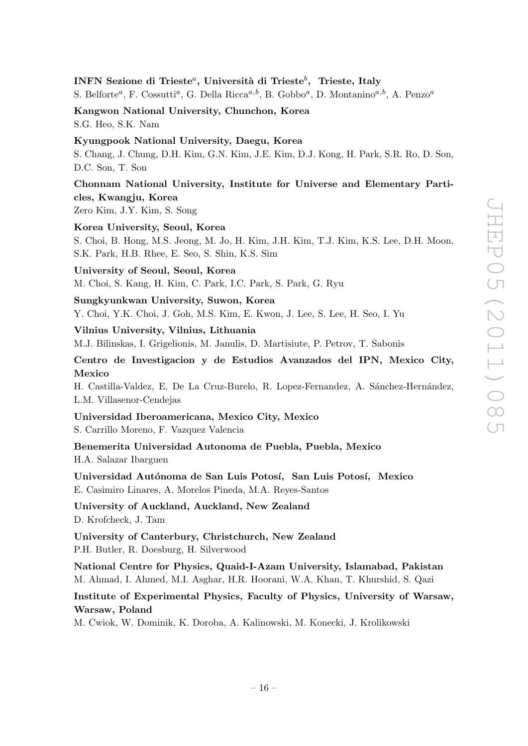**INFN Sezione di Trieste[a], Università di Trieste[b], Trieste, Italy**
S. Belforte[a], F. Cossutti[a], G. Della Ricca[a,b], B. Gobbo[a], D. Montanino[a,b], A. Penzo[a]

**Kangwon National University, Chunchon, Korea**
S.G. Heo, S.K. Nam

**Kyungpook National University, Daegu, Korea**
S. Chang, J. Chung, D.H. Kim, G.N. Kim, J.E. Kim, D.J. Kong, H. Park, S.R. Ro, D. Son, D.C. Son, T. Son

**Chonnam National University, Institute for Universe and Elementary Particles, Kwangju, Korea**
Zero Kim, J.Y. Kim, S. Song

**Korea University, Seoul, Korea**
S. Choi, B. Hong, M.S. Jeong, M. Jo, H. Kim, J.H. Kim, T.J. Kim, K.S. Lee, D.H. Moon, S.K. Park, H.B. Rhee, E. Seo, S. Shin, K.S. Sim

**University of Seoul, Seoul, Korea**
M. Choi, S. Kang, H. Kim, C. Park, I.C. Park, S. Park, G. Ryu

**Sungkyunkwan University, Suwon, Korea**
Y. Choi, Y.K. Choi, J. Goh, M.S. Kim, E. Kwon, J. Lee, S. Lee, H. Seo, I. Yu

**Vilnius University, Vilnius, Lithuania**
M.J. Bilinskas, I. Grigelionis, M. Janulis, D. Martisiute, P. Petrov, T. Sabonis

**Centro de Investigacion y de Estudios Avanzados del IPN, Mexico City, Mexico**
H. Castilla-Valdez, E. De La Cruz-Burelo, R. Lopez-Fernandez, A. Sánchez-Hernández, L.M. Villasenor-Cendejas

**Universidad Iberoamericana, Mexico City, Mexico**
S. Carrillo Moreno, F. Vazquez Valencia

**Benemerita Universidad Autonoma de Puebla, Puebla, Mexico**
H.A. Salazar Ibarguen

**Universidad Autónoma de San Luis Potosí, San Luis Potosí, Mexico**
E. Casimiro Linares, A. Morelos Pineda, M.A. Reyes-Santos

**University of Auckland, Auckland, New Zealand**
D. Krofcheck, J. Tam

**University of Canterbury, Christchurch, New Zealand**
P.H. Butler, R. Doesburg, H. Silverwood

**National Centre for Physics, Quaid-I-Azam University, Islamabad, Pakistan**
M. Ahmad, I. Ahmed, M.I. Asghar, H.R. Hoorani, W.A. Khan, T. Khurshid, S. Qazi

**Institute of Experimental Physics, Faculty of Physics, University of Warsaw, Warsaw, Poland**
M. Cwiok, W. Dominik, K. Doroba, A. Kalinowski, M. Konecki, J. Krolikowski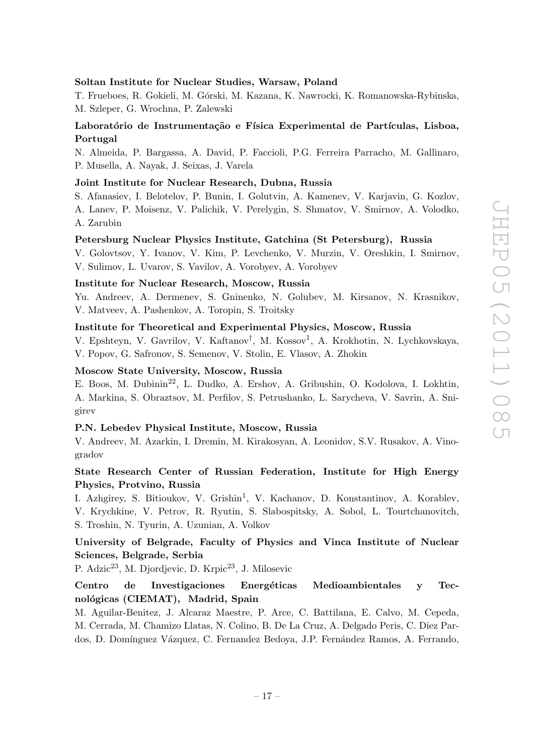**Soltan Institute for Nuclear Studies, Warsaw, Poland**

T. Frueboes, R. Gokieli, M. Górski, M. Kazana, K. Nawrocki, K. Romanowska-Rybinska, M. Szleper, G. Wrochna, P. Zalewski

**Laboratório de Instrumentação e Física Experimental de Partículas, Lisboa, Portugal**

N. Almeida, P. Bargassa, A. David, P. Faccioli, P.G. Ferreira Parracho, M. Gallinaro, P. Musella, A. Nayak, J. Seixas, J. Varela

**Joint Institute for Nuclear Research, Dubna, Russia**

S. Afanasiev, I. Belotelov, P. Bunin, I. Golutvin, A. Kamenev, V. Karjavin, G. Kozlov, A. Lanev, P. Moisenz, V. Palichik, V. Perelygin, S. Shmatov, V. Smirnov, A. Volodko, A. Zarubin

**Petersburg Nuclear Physics Institute, Gatchina (St Petersburg), Russia**

V. Golovtsov, Y. Ivanov, V. Kim, P. Levchenko, V. Murzin, V. Oreshkin, I. Smirnov, V. Sulimov, L. Uvarov, S. Vavilov, A. Vorobyev, A. Vorobyev

**Institute for Nuclear Research, Moscow, Russia**

Yu. Andreev, A. Dermenev, S. Gninenko, N. Golubev, M. Kirsanov, N. Krasnikov, V. Matveev, A. Pashenkov, A. Toropin, S. Troitsky

**Institute for Theoretical and Experimental Physics, Moscow, Russia**

V. Epshteyn, V. Gavrilov, V. Kaftanov[†], M. Kossov[1], A. Krokhotin, N. Lychkovskaya, V. Popov, G. Safronov, S. Semenov, V. Stolin, E. Vlasov, A. Zhokin

**Moscow State University, Moscow, Russia**

E. Boos, M. Dubinin[22], L. Dudko, A. Ershov, A. Gribushin, O. Kodolova, I. Lokhtin, A. Markina, S. Obraztsov, M. Perfilov, S. Petrushanko, L. Sarycheva, V. Savrin, A. Snigirev

**P.N. Lebedev Physical Institute, Moscow, Russia**

V. Andreev, M. Azarkin, I. Dremin, M. Kirakosyan, A. Leonidov, S.V. Rusakov, A. Vinogradov

**State Research Center of Russian Federation, Institute for High Energy Physics, Protvino, Russia**

I. Azhgirey, S. Bitioukov, V. Grishin[1], V. Kachanov, D. Konstantinov, A. Korablev, V. Krychkine, V. Petrov, R. Ryutin, S. Slabospitsky, A. Sobol, L. Tourtchanovitch, S. Troshin, N. Tyurin, A. Uzunian, A. Volkov

**University of Belgrade, Faculty of Physics and Vinca Institute of Nuclear Sciences, Belgrade, Serbia**

P. Adzic[23], M. Djordjevic, D. Krpic[23], J. Milosevic

**Centro de Investigaciones Energéticas Medioambientales y Tecnológicas (CIEMAT), Madrid, Spain**

M. Aguilar-Benitez, J. Alcaraz Maestre, P. Arce, C. Battilana, E. Calvo, M. Cepeda, M. Cerrada, M. Chamizo Llatas, N. Colino, B. De La Cruz, A. Delgado Peris, C. Diez Pardos, D. Domínguez Vázquez, C. Fernandez Bedoya, J.P. Fernández Ramos, A. Ferrando,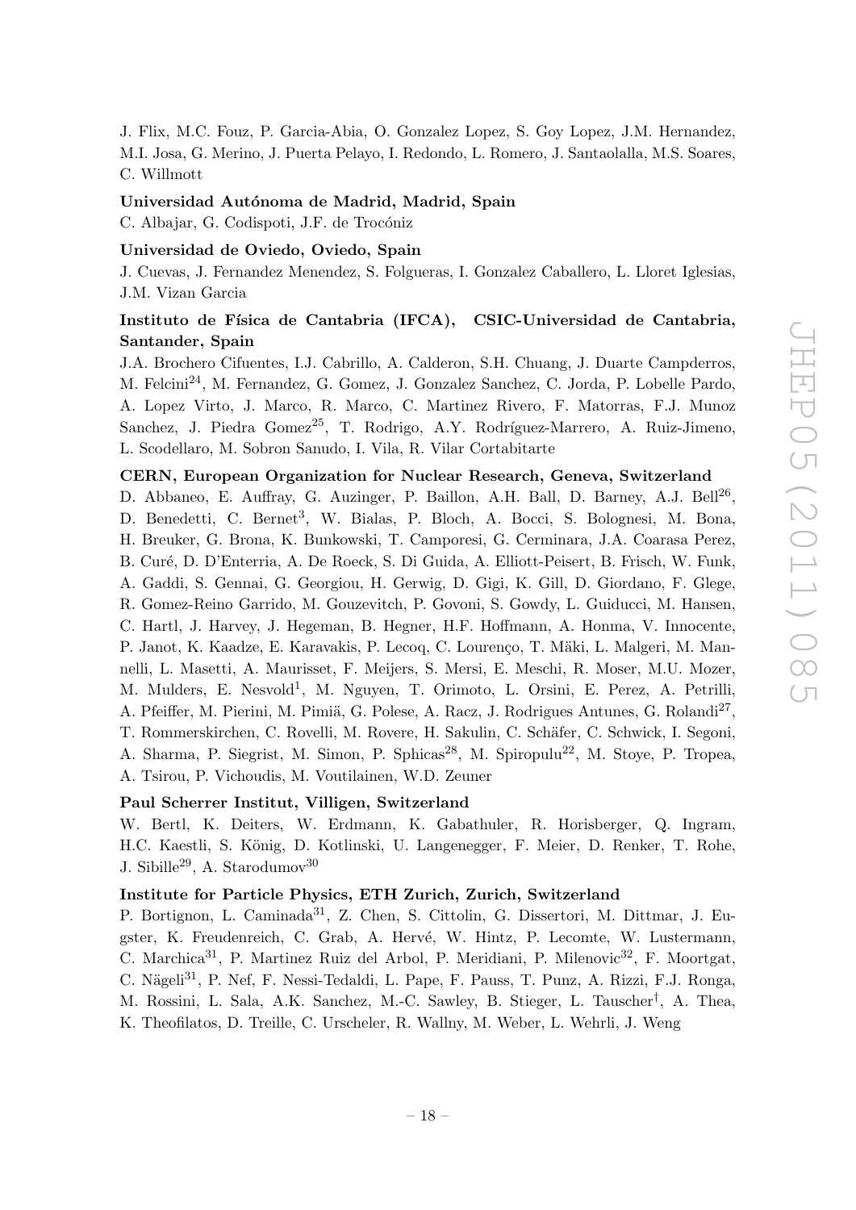J. Flix, M.C. Fouz, P. Garcia-Abia, O. Gonzalez Lopez, S. Goy Lopez, J.M. Hernandez, M.I. Josa, G. Merino, J. Puerta Pelayo, I. Redondo, L. Romero, J. Santaolalla, M.S. Soares, C. Willmott

**Universidad Autónoma de Madrid, Madrid, Spain**

C. Albajar, G. Codispoti, J.F. de Trocóniz

**Universidad de Oviedo, Oviedo, Spain**

J. Cuevas, J. Fernandez Menendez, S. Folgueras, I. Gonzalez Caballero, L. Lloret Iglesias, J.M. Vizan Garcia

**Instituto de Física de Cantabria (IFCA), CSIC-Universidad de Cantabria, Santander, Spain**

J.A. Brochero Cifuentes, I.J. Cabrillo, A. Calderon, S.H. Chuang, J. Duarte Campderros, M. Felcini[24], M. Fernandez, G. Gomez, J. Gonzalez Sanchez, C. Jorda, P. Lobelle Pardo, A. Lopez Virto, J. Marco, R. Marco, C. Martinez Rivero, F. Matorras, F.J. Munoz Sanchez, J. Piedra Gomez[25], T. Rodrigo, A.Y. Rodríguez-Marrero, A. Ruiz-Jimeno, L. Scodellaro, M. Sobron Sanudo, I. Vila, R. Vilar Cortabitarte

**CERN, European Organization for Nuclear Research, Geneva, Switzerland**

D. Abbaneo, E. Auffray, G. Auzinger, P. Baillon, A.H. Ball, D. Barney, A.J. Bell[26], D. Benedetti, C. Bernet[3], W. Bialas, P. Bloch, A. Bocci, S. Bolognesi, M. Bona, H. Breuker, G. Brona, K. Bunkowski, T. Camporesi, G. Cerminara, J.A. Coarasa Perez, B. Curé, D. D'Enterria, A. De Roeck, S. Di Guida, A. Elliott-Peisert, B. Frisch, W. Funk, A. Gaddi, S. Gennai, G. Georgiou, H. Gerwig, D. Gigi, K. Gill, D. Giordano, F. Glege, R. Gomez-Reino Garrido, M. Gouzevitch, P. Govoni, S. Gowdy, L. Guiducci, M. Hansen, C. Hartl, J. Harvey, J. Hegeman, B. Hegner, H.F. Hoffmann, A. Honma, V. Innocente, P. Janot, K. Kaadze, E. Karavakis, P. Lecoq, C. Lourenço, T. Mäki, L. Malgeri, M. Mannelli, L. Masetti, A. Maurisset, F. Meijers, S. Mersi, E. Meschi, R. Moser, M.U. Mozer, M. Mulders, E. Nesvold[1], M. Nguyen, T. Orimoto, L. Orsini, E. Perez, A. Petrilli, A. Pfeiffer, M. Pierini, M. Pimiä, G. Polese, A. Racz, J. Rodrigues Antunes, G. Rolandi[27], T. Rommerskirchen, C. Rovelli, M. Rovere, H. Sakulin, C. Schäfer, C. Schwick, I. Segoni, A. Sharma, P. Siegrist, M. Simon, P. Sphicas[28], M. Spiropulu[22], M. Stoye, P. Tropea, A. Tsirou, P. Vichoudis, M. Voutilainen, W.D. Zeuner

**Paul Scherrer Institut, Villigen, Switzerland**

W. Bertl, K. Deiters, W. Erdmann, K. Gabathuler, R. Horisberger, Q. Ingram, H.C. Kaestli, S. König, D. Kotlinski, U. Langenegger, F. Meier, D. Renker, T. Rohe, J. Sibille[29], A. Starodumov[30]

**Institute for Particle Physics, ETH Zurich, Zurich, Switzerland**

P. Bortignon, L. Caminada[31], Z. Chen, S. Cittolin, G. Dissertori, M. Dittmar, J. Eugster, K. Freudenreich, C. Grab, A. Hervé, W. Hintz, P. Lecomte, W. Lustermann, C. Marchica[31], P. Martinez Ruiz del Arbol, P. Meridiani, P. Milenovic[32], F. Moortgat, C. Nägeli[31], P. Nef, F. Nessi-Tedaldi, L. Pape, F. Pauss, T. Punz, A. Rizzi, F.J. Ronga, M. Rossini, L. Sala, A.K. Sanchez, M.-C. Sawley, B. Stieger, L. Tauscher[†], A. Thea, K. Theofilatos, D. Treille, C. Urscheler, R. Wallny, M. Weber, L. Wehrli, J. Weng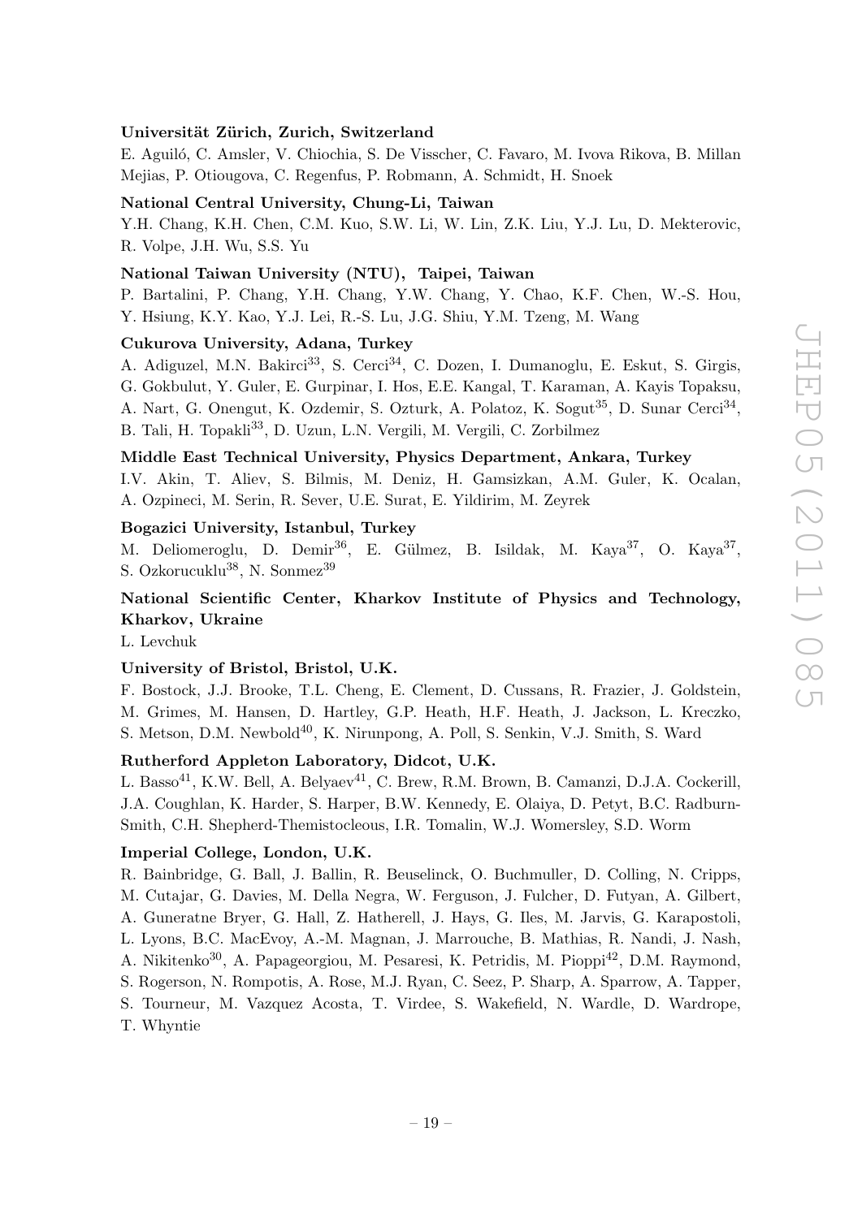**Universität Zürich, Zurich, Switzerland**

E. Aguiló, C. Amsler, V. Chiochia, S. De Visscher, C. Favaro, M. Ivova Rikova, B. Millan Mejias, P. Otiougova, C. Regenfus, P. Robmann, A. Schmidt, H. Snoek

**National Central University, Chung-Li, Taiwan**

Y.H. Chang, K.H. Chen, C.M. Kuo, S.W. Li, W. Lin, Z.K. Liu, Y.J. Lu, D. Mekterovic, R. Volpe, J.H. Wu, S.S. Yu

**National Taiwan University (NTU), Taipei, Taiwan**

P. Bartalini, P. Chang, Y.H. Chang, Y.W. Chang, Y. Chao, K.F. Chen, W.-S. Hou, Y. Hsiung, K.Y. Kao, Y.J. Lei, R.-S. Lu, J.G. Shiu, Y.M. Tzeng, M. Wang

**Cukurova University, Adana, Turkey**

A. Adiguzel, M.N. Bakirci[33], S. Cerci[34], C. Dozen, I. Dumanoglu, E. Eskut, S. Girgis, G. Gokbulut, Y. Guler, E. Gurpinar, I. Hos, E.E. Kangal, T. Karaman, A. Kayis Topaksu, A. Nart, G. Onengut, K. Ozdemir, S. Ozturk, A. Polatoz, K. Sogut[35], D. Sunar Cerci[34], B. Tali, H. Topakli[33], D. Uzun, L.N. Vergili, M. Vergili, C. Zorbilmez

**Middle East Technical University, Physics Department, Ankara, Turkey**

I.V. Akin, T. Aliev, S. Bilmis, M. Deniz, H. Gamsizkan, A.M. Guler, K. Ocalan, A. Ozpineci, M. Serin, R. Sever, U.E. Surat, E. Yildirim, M. Zeyrek

**Bogazici University, Istanbul, Turkey**

M. Deliomeroglu, D. Demir[36], E. Gülmez, B. Isildak, M. Kaya[37], O. Kaya[37], S. Ozkorucuklu[38], N. Sonmez[39]

**National Scientific Center, Kharkov Institute of Physics and Technology, Kharkov, Ukraine**

L. Levchuk

**University of Bristol, Bristol, U.K.**

F. Bostock, J.J. Brooke, T.L. Cheng, E. Clement, D. Cussans, R. Frazier, J. Goldstein, M. Grimes, M. Hansen, D. Hartley, G.P. Heath, H.F. Heath, J. Jackson, L. Kreczko, S. Metson, D.M. Newbold[40], K. Nirunpong, A. Poll, S. Senkin, V.J. Smith, S. Ward

**Rutherford Appleton Laboratory, Didcot, U.K.**

L. Basso[41], K.W. Bell, A. Belyaev[41], C. Brew, R.M. Brown, B. Camanzi, D.J.A. Cockerill, J.A. Coughlan, K. Harder, S. Harper, B.W. Kennedy, E. Olaiya, D. Petyt, B.C. Radburn-Smith, C.H. Shepherd-Themistocleous, I.R. Tomalin, W.J. Womersley, S.D. Worm

**Imperial College, London, U.K.**

R. Bainbridge, G. Ball, J. Ballin, R. Beuselinck, O. Buchmuller, D. Colling, N. Cripps, M. Cutajar, G. Davies, M. Della Negra, W. Ferguson, J. Fulcher, D. Futyan, A. Gilbert, A. Guneratne Bryer, G. Hall, Z. Hatherell, J. Hays, G. Iles, M. Jarvis, G. Karapostoli, L. Lyons, B.C. MacEvoy, A.-M. Magnan, J. Marrouche, B. Mathias, R. Nandi, J. Nash, A. Nikitenko[30], A. Papageorgiou, M. Pesaresi, K. Petridis, M. Pioppi[42], D.M. Raymond, S. Rogerson, N. Rompotis, A. Rose, M.J. Ryan, C. Seez, P. Sharp, A. Sparrow, A. Tapper, S. Tourneur, M. Vazquez Acosta, T. Virdee, S. Wakefield, N. Wardle, D. Wardrope, T. Whyntie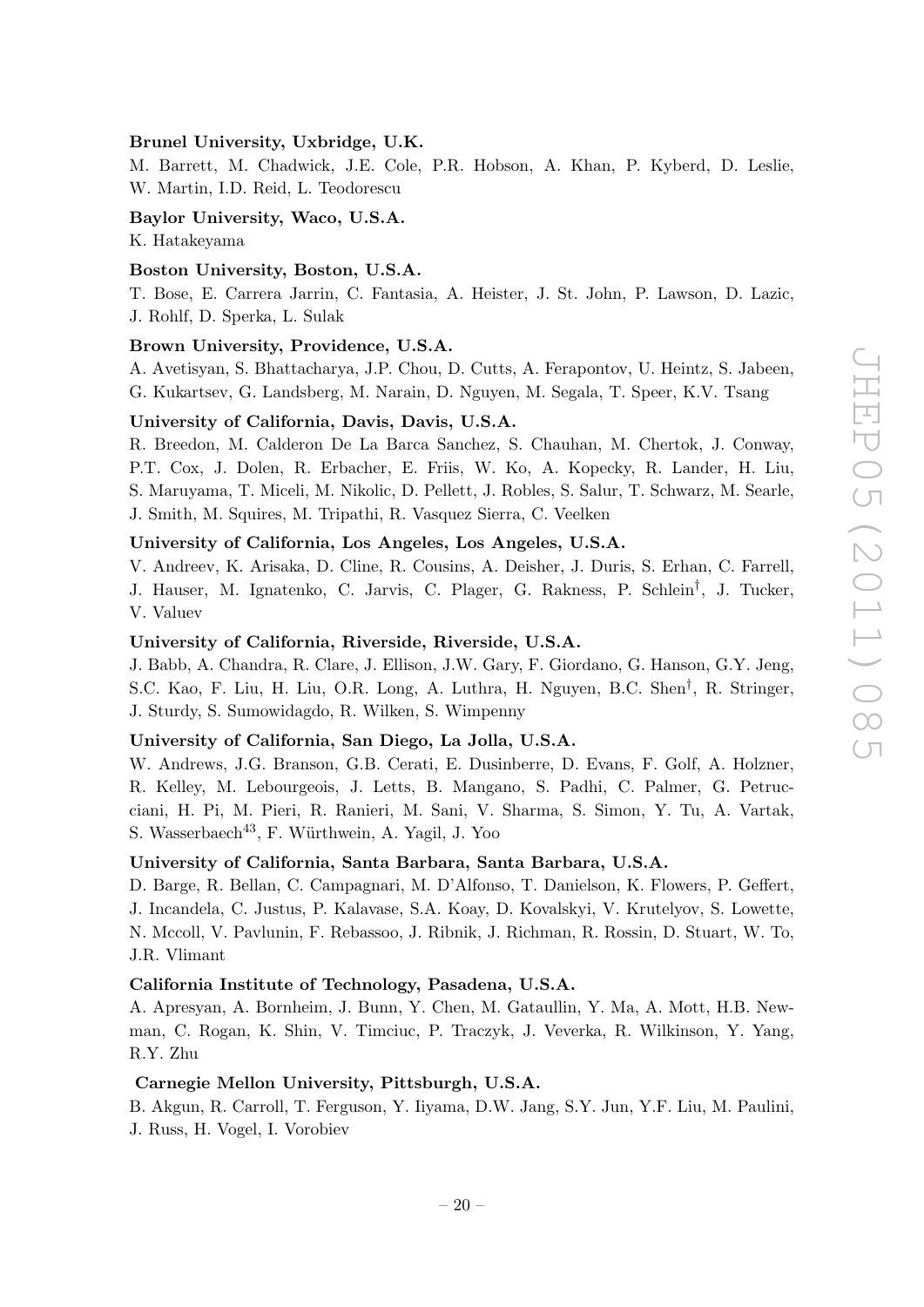**Brunel University, Uxbridge, U.K.**

M. Barrett, M. Chadwick, J.E. Cole, P.R. Hobson, A. Khan, P. Kyberd, D. Leslie, W. Martin, I.D. Reid, L. Teodorescu

**Baylor University, Waco, U.S.A.**

K. Hatakeyama

**Boston University, Boston, U.S.A.**

T. Bose, E. Carrera Jarrin, C. Fantasia, A. Heister, J. St. John, P. Lawson, D. Lazic, J. Rohlf, D. Sperka, L. Sulak

**Brown University, Providence, U.S.A.**

A. Avetisyan, S. Bhattacharya, J.P. Chou, D. Cutts, A. Ferapontov, U. Heintz, S. Jabeen, G. Kukartsev, G. Landsberg, M. Narain, D. Nguyen, M. Segala, T. Speer, K.V. Tsang

**University of California, Davis, Davis, U.S.A.**

R. Breedon, M. Calderon De La Barca Sanchez, S. Chauhan, M. Chertok, J. Conway, P.T. Cox, J. Dolen, R. Erbacher, E. Friis, W. Ko, A. Kopecky, R. Lander, H. Liu, S. Maruyama, T. Miceli, M. Nikolic, D. Pellett, J. Robles, S. Salur, T. Schwarz, M. Searle, J. Smith, M. Squires, M. Tripathi, R. Vasquez Sierra, C. Veelken

**University of California, Los Angeles, Los Angeles, U.S.A.**

V. Andreev, K. Arisaka, D. Cline, R. Cousins, A. Deisher, J. Duris, S. Erhan, C. Farrell, J. Hauser, M. Ignatenko, C. Jarvis, C. Plager, G. Rakness, P. Schlein[†], J. Tucker, V. Valuev

**University of California, Riverside, Riverside, U.S.A.**

J. Babb, A. Chandra, R. Clare, J. Ellison, J.W. Gary, F. Giordano, G. Hanson, G.Y. Jeng, S.C. Kao, F. Liu, H. Liu, O.R. Long, A. Luthra, H. Nguyen, B.C. Shen[†], R. Stringer, J. Sturdy, S. Sumowidagdo, R. Wilken, S. Wimpenny

**University of California, San Diego, La Jolla, U.S.A.**

W. Andrews, J.G. Branson, G.B. Cerati, E. Dusinberre, D. Evans, F. Golf, A. Holzner, R. Kelley, M. Lebourgeois, J. Letts, B. Mangano, S. Padhi, C. Palmer, G. Petrucciani, H. Pi, M. Pieri, R. Ranieri, M. Sani, V. Sharma, S. Simon, Y. Tu, A. Vartak, S. Wasserbaech[43], F. Würthwein, A. Yagil, J. Yoo

**University of California, Santa Barbara, Santa Barbara, U.S.A.**

D. Barge, R. Bellan, C. Campagnari, M. D'Alfonso, T. Danielson, K. Flowers, P. Geffert, J. Incandela, C. Justus, P. Kalavase, S.A. Koay, D. Kovalskyi, V. Krutelyov, S. Lowette, N. Mccoll, V. Pavlunin, F. Rebassoo, J. Ribnik, J. Richman, R. Rossin, D. Stuart, W. To, J.R. Vlimant

**California Institute of Technology, Pasadena, U.S.A.**

A. Apresyan, A. Bornheim, J. Bunn, Y. Chen, M. Gataullin, Y. Ma, A. Mott, H.B. Newman, C. Rogan, K. Shin, V. Timciuc, P. Traczyk, J. Veverka, R. Wilkinson, Y. Yang, R.Y. Zhu

**Carnegie Mellon University, Pittsburgh, U.S.A.**

B. Akgun, R. Carroll, T. Ferguson, Y. Iiyama, D.W. Jang, S.Y. Jun, Y.F. Liu, M. Paulini, J. Russ, H. Vogel, I. Vorobiev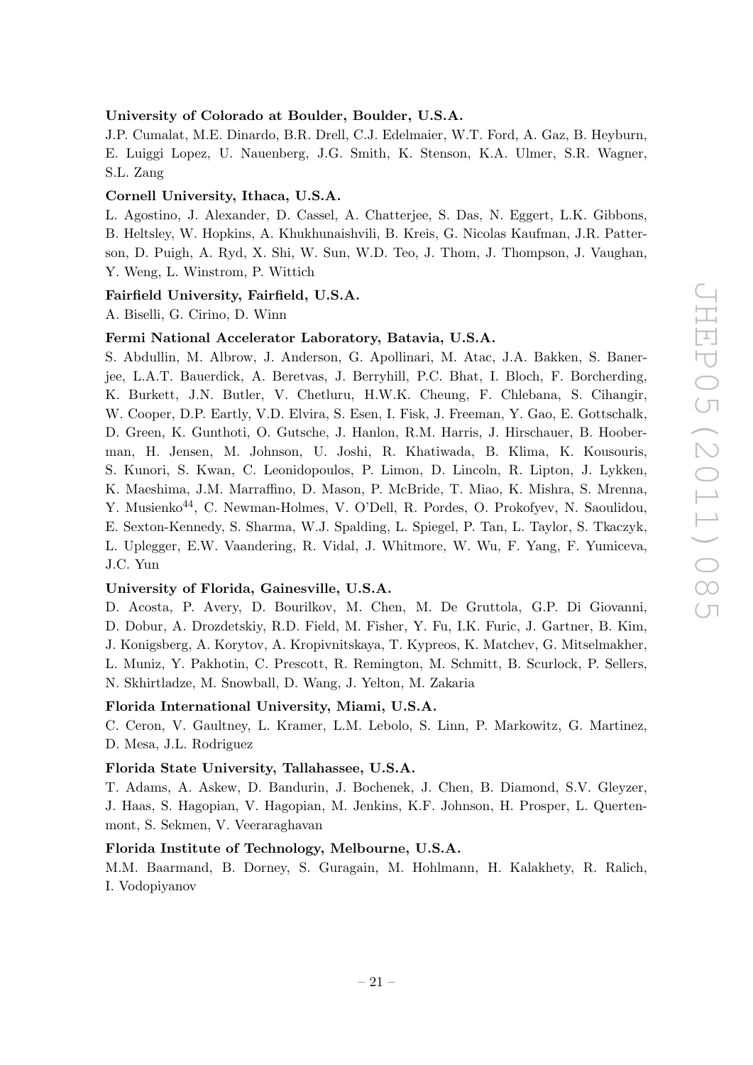**University of Colorado at Boulder, Boulder, U.S.A.**

J.P. Cumalat, M.E. Dinardo, B.R. Drell, C.J. Edelmaier, W.T. Ford, A. Gaz, B. Heyburn, E. Luiggi Lopez, U. Nauenberg, J.G. Smith, K. Stenson, K.A. Ulmer, S.R. Wagner, S.L. Zang

**Cornell University, Ithaca, U.S.A.**

L. Agostino, J. Alexander, D. Cassel, A. Chatterjee, S. Das, N. Eggert, L.K. Gibbons, B. Heltsley, W. Hopkins, A. Khukhunaishvili, B. Kreis, G. Nicolas Kaufman, J.R. Patterson, D. Puigh, A. Ryd, X. Shi, W. Sun, W.D. Teo, J. Thom, J. Thompson, J. Vaughan, Y. Weng, L. Winstrom, P. Wittich

**Fairfield University, Fairfield, U.S.A.**

A. Biselli, G. Cirino, D. Winn

**Fermi National Accelerator Laboratory, Batavia, U.S.A.**

S. Abdullin, M. Albrow, J. Anderson, G. Apollinari, M. Atac, J.A. Bakken, S. Banerjee, L.A.T. Bauerdick, A. Beretvas, J. Berryhill, P.C. Bhat, I. Bloch, F. Borcherding, K. Burkett, J.N. Butler, V. Chetluru, H.W.K. Cheung, F. Chlebana, S. Cihangir, W. Cooper, D.P. Eartly, V.D. Elvira, S. Esen, I. Fisk, J. Freeman, Y. Gao, E. Gottschalk, D. Green, K. Gunthoti, O. Gutsche, J. Hanlon, R.M. Harris, J. Hirschauer, B. Hooberman, H. Jensen, M. Johnson, U. Joshi, R. Khatiwada, B. Klima, K. Kousouris, S. Kunori, S. Kwan, C. Leonidopoulos, P. Limon, D. Lincoln, R. Lipton, J. Lykken, K. Maeshima, J.M. Marraffino, D. Mason, P. McBride, T. Miao, K. Mishra, S. Mrenna, Y. Musienko[44], C. Newman-Holmes, V. O'Dell, R. Pordes, O. Prokofyev, N. Saoulidou, E. Sexton-Kennedy, S. Sharma, W.J. Spalding, L. Spiegel, P. Tan, L. Taylor, S. Tkaczyk, L. Uplegger, E.W. Vaandering, R. Vidal, J. Whitmore, W. Wu, F. Yang, F. Yumiceva, J.C. Yun

**University of Florida, Gainesville, U.S.A.**

D. Acosta, P. Avery, D. Bourilkov, M. Chen, M. De Gruttola, G.P. Di Giovanni, D. Dobur, A. Drozdetskiy, R.D. Field, M. Fisher, Y. Fu, I.K. Furic, J. Gartner, B. Kim, J. Konigsberg, A. Korytov, A. Kropivnitskaya, T. Kypreos, K. Matchev, G. Mitselmakher, L. Muniz, Y. Pakhotin, C. Prescott, R. Remington, M. Schmitt, B. Scurlock, P. Sellers, N. Skhirtladze, M. Snowball, D. Wang, J. Yelton, M. Zakaria

**Florida International University, Miami, U.S.A.**

C. Ceron, V. Gaultney, L. Kramer, L.M. Lebolo, S. Linn, P. Markowitz, G. Martinez, D. Mesa, J.L. Rodriguez

**Florida State University, Tallahassee, U.S.A.**

T. Adams, A. Askew, D. Bandurin, J. Bochenek, J. Chen, B. Diamond, S.V. Gleyzer, J. Haas, S. Hagopian, V. Hagopian, M. Jenkins, K.F. Johnson, H. Prosper, L. Quertenmont, S. Sekmen, V. Veeraraghavan

**Florida Institute of Technology, Melbourne, U.S.A.**

M.M. Baarmand, B. Dorney, S. Guragain, M. Hohlmann, H. Kalakhety, R. Ralich, I. Vodopiyanov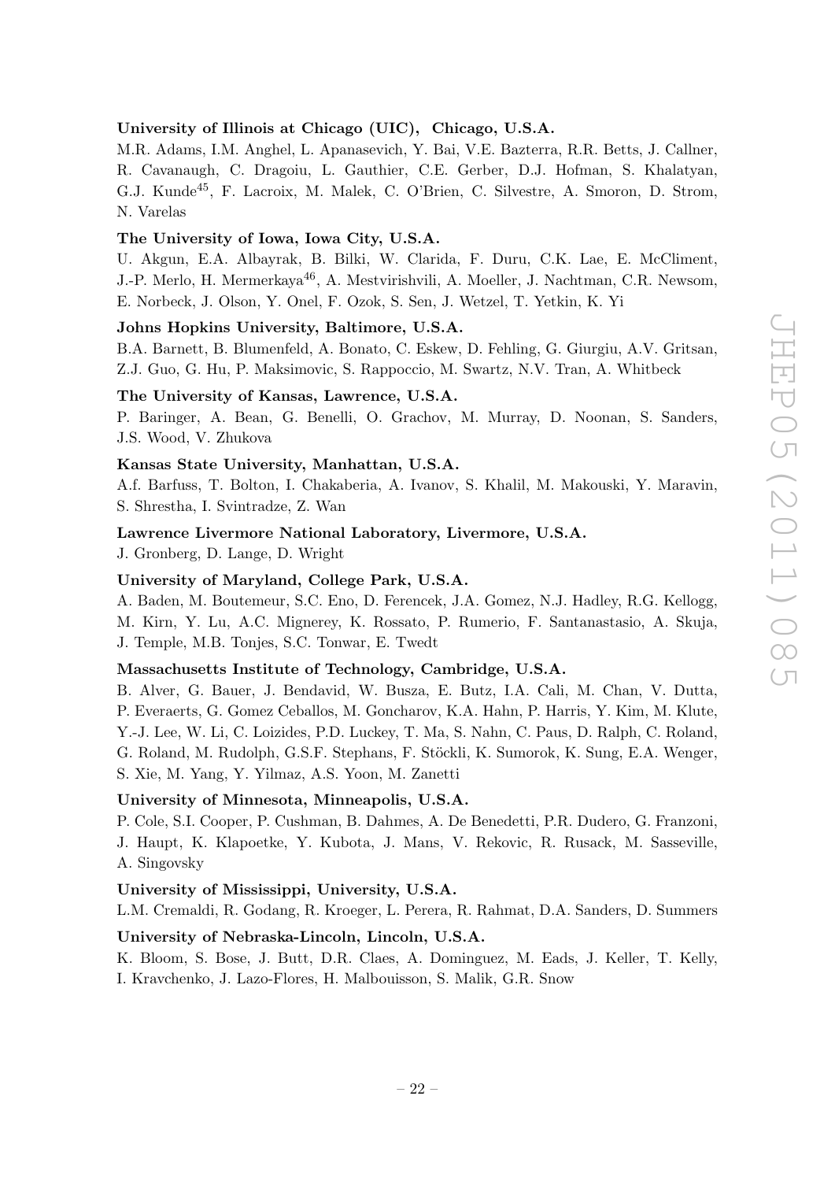**University of Illinois at Chicago (UIC), Chicago, U.S.A.**

M.R. Adams, I.M. Anghel, L. Apanasevich, Y. Bai, V.E. Bazterra, R.R. Betts, J. Callner, R. Cavanaugh, C. Dragoiu, L. Gauthier, C.E. Gerber, D.J. Hofman, S. Khalatyan, G.J. Kunde[45], F. Lacroix, M. Malek, C. O'Brien, C. Silvestre, A. Smoron, D. Strom, N. Varelas

**The University of Iowa, Iowa City, U.S.A.**

U. Akgun, E.A. Albayrak, B. Bilki, W. Clarida, F. Duru, C.K. Lae, E. McCliment, J.-P. Merlo, H. Mermerkaya[46], A. Mestvirishvili, A. Moeller, J. Nachtman, C.R. Newsom, E. Norbeck, J. Olson, Y. Onel, F. Ozok, S. Sen, J. Wetzel, T. Yetkin, K. Yi

**Johns Hopkins University, Baltimore, U.S.A.**

B.A. Barnett, B. Blumenfeld, A. Bonato, C. Eskew, D. Fehling, G. Giurgiu, A.V. Gritsan, Z.J. Guo, G. Hu, P. Maksimovic, S. Rappoccio, M. Swartz, N.V. Tran, A. Whitbeck

**The University of Kansas, Lawrence, U.S.A.**

P. Baringer, A. Bean, G. Benelli, O. Grachov, M. Murray, D. Noonan, S. Sanders, J.S. Wood, V. Zhukova

**Kansas State University, Manhattan, U.S.A.**

A.f. Barfuss, T. Bolton, I. Chakaberia, A. Ivanov, S. Khalil, M. Makouski, Y. Maravin, S. Shrestha, I. Svintradze, Z. Wan

**Lawrence Livermore National Laboratory, Livermore, U.S.A.**

J. Gronberg, D. Lange, D. Wright

**University of Maryland, College Park, U.S.A.**

A. Baden, M. Boutemeur, S.C. Eno, D. Ferencek, J.A. Gomez, N.J. Hadley, R.G. Kellogg, M. Kirn, Y. Lu, A.C. Mignerey, K. Rossato, P. Rumerio, F. Santanastasio, A. Skuja, J. Temple, M.B. Tonjes, S.C. Tonwar, E. Twedt

**Massachusetts Institute of Technology, Cambridge, U.S.A.**

B. Alver, G. Bauer, J. Bendavid, W. Busza, E. Butz, I.A. Cali, M. Chan, V. Dutta, P. Everaerts, G. Gomez Ceballos, M. Goncharov, K.A. Hahn, P. Harris, Y. Kim, M. Klute, Y.-J. Lee, W. Li, C. Loizides, P.D. Luckey, T. Ma, S. Nahn, C. Paus, D. Ralph, C. Roland, G. Roland, M. Rudolph, G.S.F. Stephans, F. Stöckli, K. Sumorok, K. Sung, E.A. Wenger, S. Xie, M. Yang, Y. Yilmaz, A.S. Yoon, M. Zanetti

**University of Minnesota, Minneapolis, U.S.A.**

P. Cole, S.I. Cooper, P. Cushman, B. Dahmes, A. De Benedetti, P.R. Dudero, G. Franzoni, J. Haupt, K. Klapoetke, Y. Kubota, J. Mans, V. Rekovic, R. Rusack, M. Sasseville, A. Singovsky

**University of Mississippi, University, U.S.A.**

L.M. Cremaldi, R. Godang, R. Kroeger, L. Perera, R. Rahmat, D.A. Sanders, D. Summers

**University of Nebraska-Lincoln, Lincoln, U.S.A.**

K. Bloom, S. Bose, J. Butt, D.R. Claes, A. Dominguez, M. Eads, J. Keller, T. Kelly, I. Kravchenko, J. Lazo-Flores, H. Malbouisson, S. Malik, G.R. Snow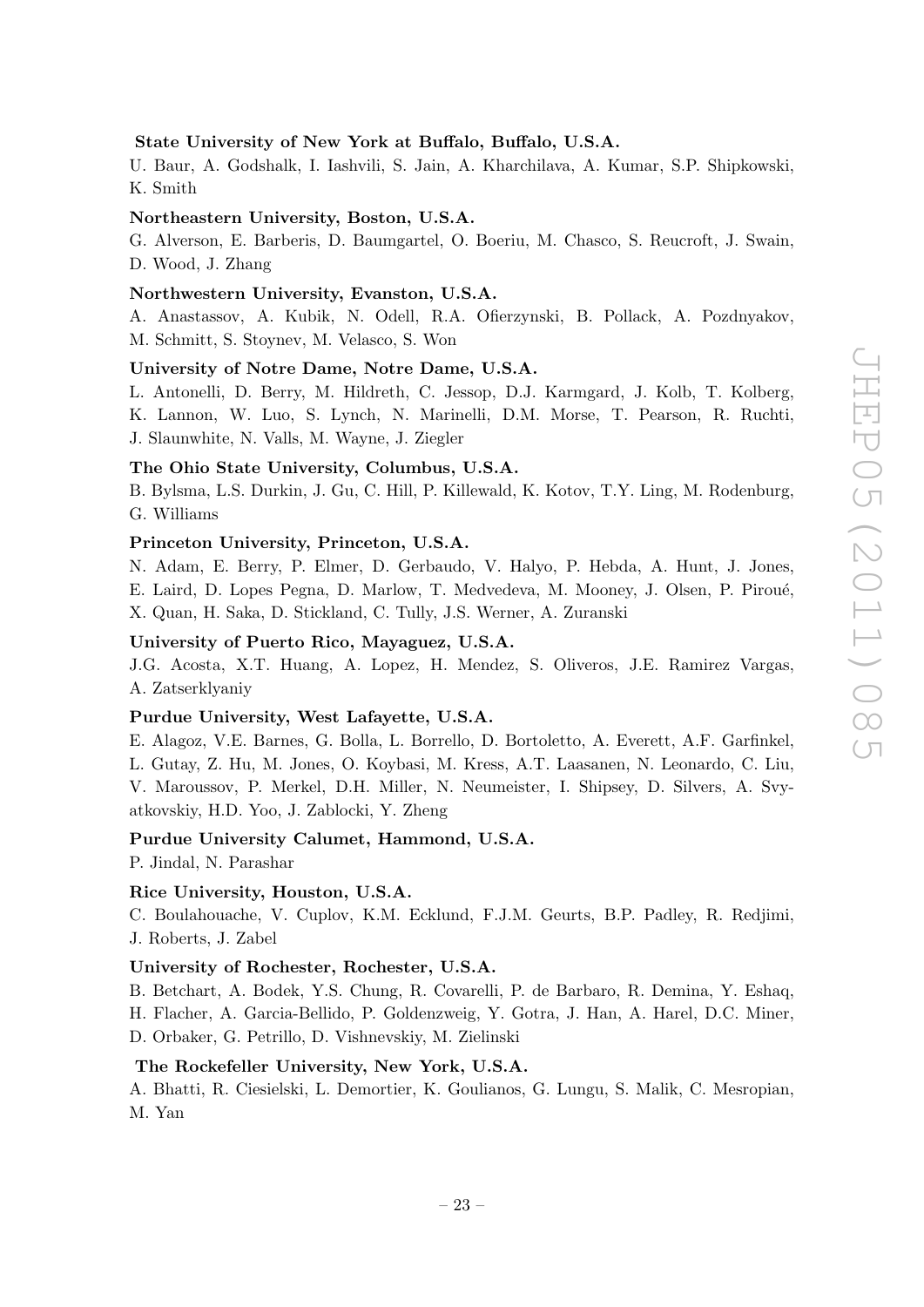**State University of New York at Buffalo, Buffalo, U.S.A.**

U. Baur, A. Godshalk, I. Iashvili, S. Jain, A. Kharchilava, A. Kumar, S.P. Shipkowski, K. Smith

**Northeastern University, Boston, U.S.A.**

G. Alverson, E. Barberis, D. Baumgartel, O. Boeriu, M. Chasco, S. Reucroft, J. Swain, D. Wood, J. Zhang

**Northwestern University, Evanston, U.S.A.**

A. Anastassov, A. Kubik, N. Odell, R.A. Ofierzynski, B. Pollack, A. Pozdnyakov, M. Schmitt, S. Stoynev, M. Velasco, S. Won

**University of Notre Dame, Notre Dame, U.S.A.**

L. Antonelli, D. Berry, M. Hildreth, C. Jessop, D.J. Karmgard, J. Kolb, T. Kolberg, K. Lannon, W. Luo, S. Lynch, N. Marinelli, D.M. Morse, T. Pearson, R. Ruchti, J. Slaunwhite, N. Valls, M. Wayne, J. Ziegler

**The Ohio State University, Columbus, U.S.A.**

B. Bylsma, L.S. Durkin, J. Gu, C. Hill, P. Killewald, K. Kotov, T.Y. Ling, M. Rodenburg, G. Williams

**Princeton University, Princeton, U.S.A.**

N. Adam, E. Berry, P. Elmer, D. Gerbaudo, V. Halyo, P. Hebda, A. Hunt, J. Jones, E. Laird, D. Lopes Pegna, D. Marlow, T. Medvedeva, M. Mooney, J. Olsen, P. Piroué, X. Quan, H. Saka, D. Stickland, C. Tully, J.S. Werner, A. Zuranski

**University of Puerto Rico, Mayaguez, U.S.A.**

J.G. Acosta, X.T. Huang, A. Lopez, H. Mendez, S. Oliveros, J.E. Ramirez Vargas, A. Zatserklyaniy

**Purdue University, West Lafayette, U.S.A.**

E. Alagoz, V.E. Barnes, G. Bolla, L. Borrello, D. Bortoletto, A. Everett, A.F. Garfinkel, L. Gutay, Z. Hu, M. Jones, O. Koybasi, M. Kress, A.T. Laasanen, N. Leonardo, C. Liu, V. Maroussov, P. Merkel, D.H. Miller, N. Neumeister, I. Shipsey, D. Silvers, A. Svyatkovskiy, H.D. Yoo, J. Zablocki, Y. Zheng

**Purdue University Calumet, Hammond, U.S.A.**

P. Jindal, N. Parashar

**Rice University, Houston, U.S.A.**

C. Boulahouache, V. Cuplov, K.M. Ecklund, F.J.M. Geurts, B.P. Padley, R. Redjimi, J. Roberts, J. Zabel

**University of Rochester, Rochester, U.S.A.**

B. Betchart, A. Bodek, Y.S. Chung, R. Covarelli, P. de Barbaro, R. Demina, Y. Eshaq, H. Flacher, A. Garcia-Bellido, P. Goldenzweig, Y. Gotra, J. Han, A. Harel, D.C. Miner, D. Orbaker, G. Petrillo, D. Vishnevskiy, M. Zielinski

**The Rockefeller University, New York, U.S.A.**

A. Bhatti, R. Ciesielski, L. Demortier, K. Goulianos, G. Lungu, S. Malik, C. Mesropian, M. Yan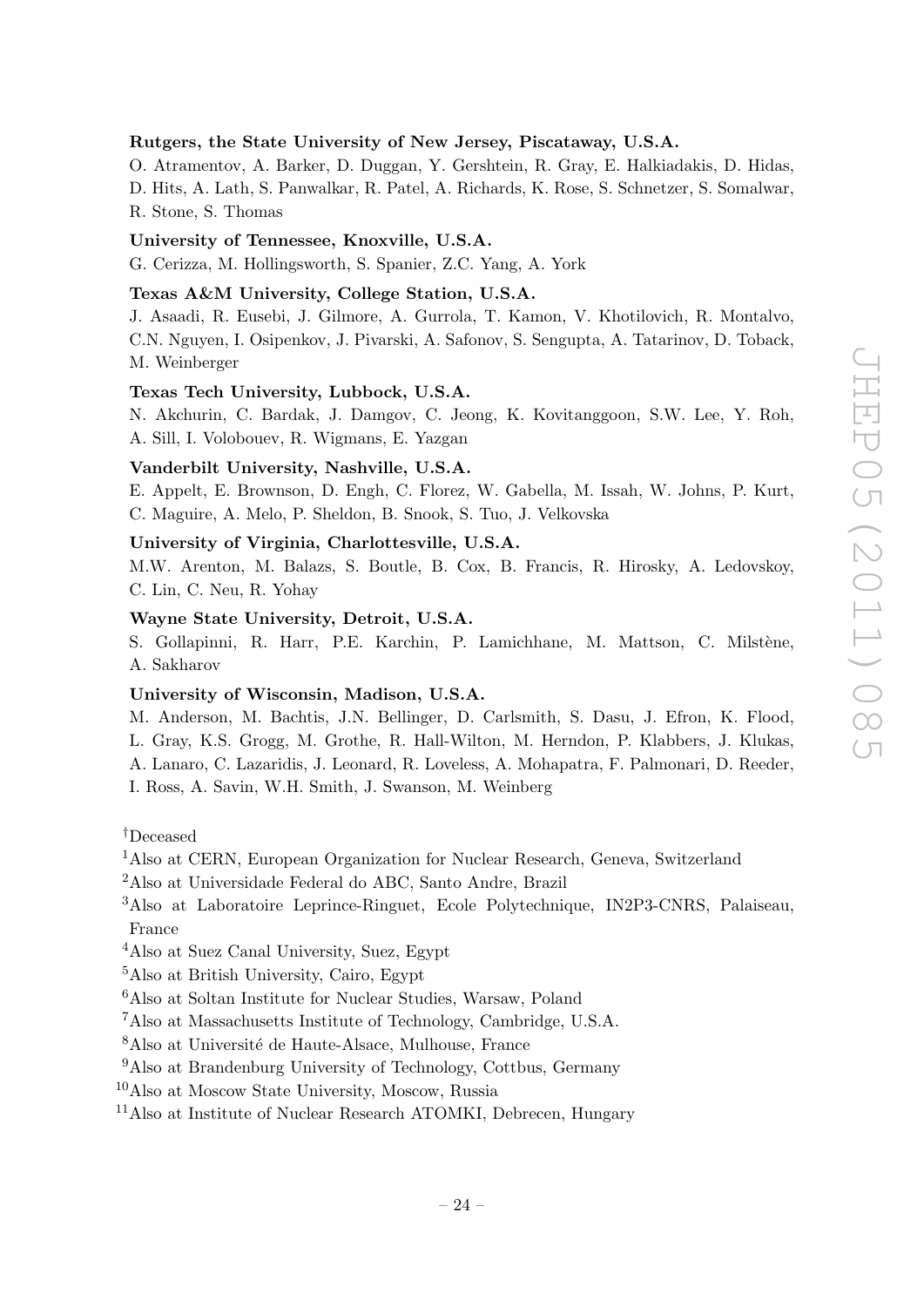**Rutgers, the State University of New Jersey, Piscataway, U.S.A.**

O. Atramentov, A. Barker, D. Duggan, Y. Gershtein, R. Gray, E. Halkiadakis, D. Hidas, D. Hits, A. Lath, S. Panwalkar, R. Patel, A. Richards, K. Rose, S. Schnetzer, S. Somalwar, R. Stone, S. Thomas

**University of Tennessee, Knoxville, U.S.A.**

G. Cerizza, M. Hollingsworth, S. Spanier, Z.C. Yang, A. York

**Texas A&M University, College Station, U.S.A.**

J. Asaadi, R. Eusebi, J. Gilmore, A. Gurrola, T. Kamon, V. Khotilovich, R. Montalvo, C.N. Nguyen, I. Osipenkov, J. Pivarski, A. Safonov, S. Sengupta, A. Tatarinov, D. Toback, M. Weinberger

**Texas Tech University, Lubbock, U.S.A.**

N. Akchurin, C. Bardak, J. Damgov, C. Jeong, K. Kovitanggoon, S.W. Lee, Y. Roh, A. Sill, I. Volobouev, R. Wigmans, E. Yazgan

**Vanderbilt University, Nashville, U.S.A.**

E. Appelt, E. Brownson, D. Engh, C. Florez, W. Gabella, M. Issah, W. Johns, P. Kurt, C. Maguire, A. Melo, P. Sheldon, B. Snook, S. Tuo, J. Velkovska

**University of Virginia, Charlottesville, U.S.A.**

M.W. Arenton, M. Balazs, S. Boutle, B. Cox, B. Francis, R. Hirosky, A. Ledovskoy, C. Lin, C. Neu, R. Yohay

**Wayne State University, Detroit, U.S.A.**

S. Gollapinni, R. Harr, P.E. Karchin, P. Lamichhane, M. Mattson, C. Milstène, A. Sakharov

**University of Wisconsin, Madison, U.S.A.**

M. Anderson, M. Bachtis, J.N. Bellinger, D. Carlsmith, S. Dasu, J. Efron, K. Flood, L. Gray, K.S. Grogg, M. Grothe, R. Hall-Wilton, M. Herndon, P. Klabbers, J. Klukas, A. Lanaro, C. Lazaridis, J. Leonard, R. Loveless, A. Mohapatra, F. Palmonari, D. Reeder, I. Ross, A. Savin, W.H. Smith, J. Swanson, M. Weinberg

[†]Deceased

[1]Also at CERN, European Organization for Nuclear Research, Geneva, Switzerland

[2]Also at Universidade Federal do ABC, Santo Andre, Brazil

[3]Also at Laboratoire Leprince-Ringuet, Ecole Polytechnique, IN2P3-CNRS, Palaiseau, France

[4]Also at Suez Canal University, Suez, Egypt

[5]Also at British University, Cairo, Egypt

[6]Also at Soltan Institute for Nuclear Studies, Warsaw, Poland

[7]Also at Massachusetts Institute of Technology, Cambridge, U.S.A.

[8]Also at Université de Haute-Alsace, Mulhouse, France

[9]Also at Brandenburg University of Technology, Cottbus, Germany

[10]Also at Moscow State University, Moscow, Russia

[11]Also at Institute of Nuclear Research ATOMKI, Debrecen, Hungary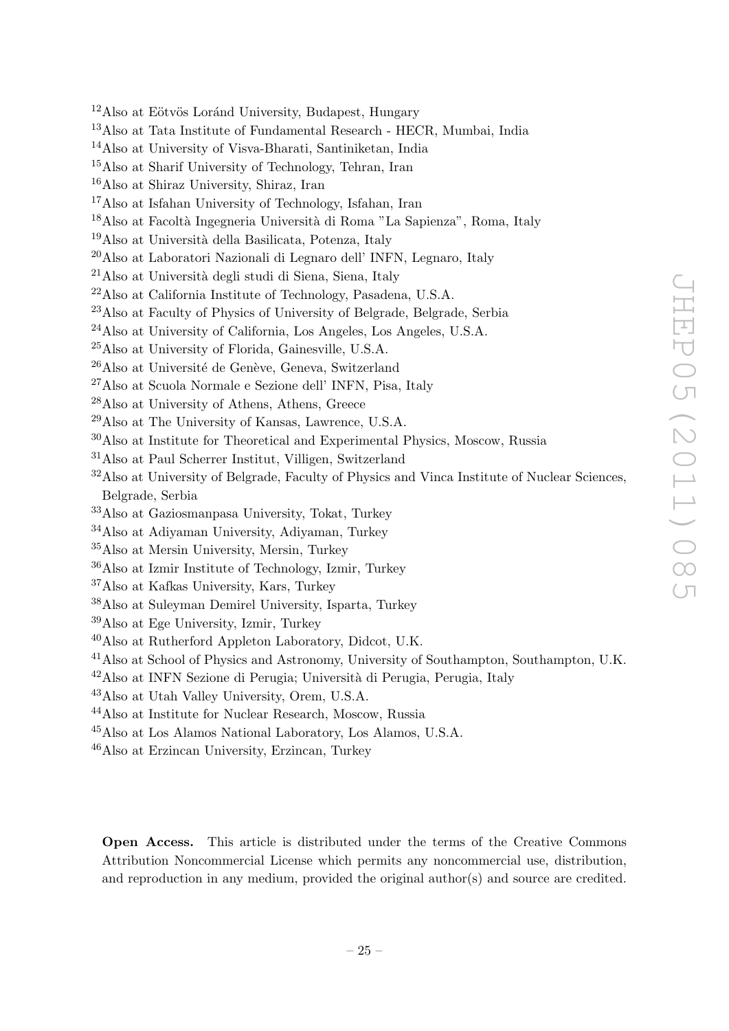[12]Also at Eötvös Loránd University, Budapest, Hungary
[13]Also at Tata Institute of Fundamental Research - HECR, Mumbai, India
[14]Also at University of Visva-Bharati, Santiniketan, India
[15]Also at Sharif University of Technology, Tehran, Iran
[16]Also at Shiraz University, Shiraz, Iran
[17]Also at Isfahan University of Technology, Isfahan, Iran
[18]Also at Facoltà Ingegneria Università di Roma "La Sapienza", Roma, Italy
[19]Also at Università della Basilicata, Potenza, Italy
[20]Also at Laboratori Nazionali di Legnaro dell' INFN, Legnaro, Italy
[21]Also at Università degli studi di Siena, Siena, Italy
[22]Also at California Institute of Technology, Pasadena, U.S.A.
[23]Also at Faculty of Physics of University of Belgrade, Belgrade, Serbia
[24]Also at University of California, Los Angeles, Los Angeles, U.S.A.
[25]Also at University of Florida, Gainesville, U.S.A.
[26]Also at Université de Genève, Geneva, Switzerland
[27]Also at Scuola Normale e Sezione dell' INFN, Pisa, Italy
[28]Also at University of Athens, Athens, Greece
[29]Also at The University of Kansas, Lawrence, U.S.A.
[30]Also at Institute for Theoretical and Experimental Physics, Moscow, Russia
[31]Also at Paul Scherrer Institut, Villigen, Switzerland
[32]Also at University of Belgrade, Faculty of Physics and Vinca Institute of Nuclear Sciences, Belgrade, Serbia
[33]Also at Gaziosmanpasa University, Tokat, Turkey
[34]Also at Adiyaman University, Adiyaman, Turkey
[35]Also at Mersin University, Mersin, Turkey
[36]Also at Izmir Institute of Technology, Izmir, Turkey
[37]Also at Kafkas University, Kars, Turkey
[38]Also at Suleyman Demirel University, Isparta, Turkey
[39]Also at Ege University, Izmir, Turkey
[40]Also at Rutherford Appleton Laboratory, Didcot, U.K.
[41]Also at School of Physics and Astronomy, University of Southampton, Southampton, U.K.
[42]Also at INFN Sezione di Perugia; Università di Perugia, Perugia, Italy
[43]Also at Utah Valley University, Orem, U.S.A.
[44]Also at Institute for Nuclear Research, Moscow, Russia
[45]Also at Los Alamos National Laboratory, Los Alamos, U.S.A.
[46]Also at Erzincan University, Erzincan, Turkey

**Open Access.** This article is distributed under the terms of the Creative Commons Attribution Noncommercial License which permits any noncommercial use, distribution, and reproduction in any medium, provided the original author(s) and source are credited.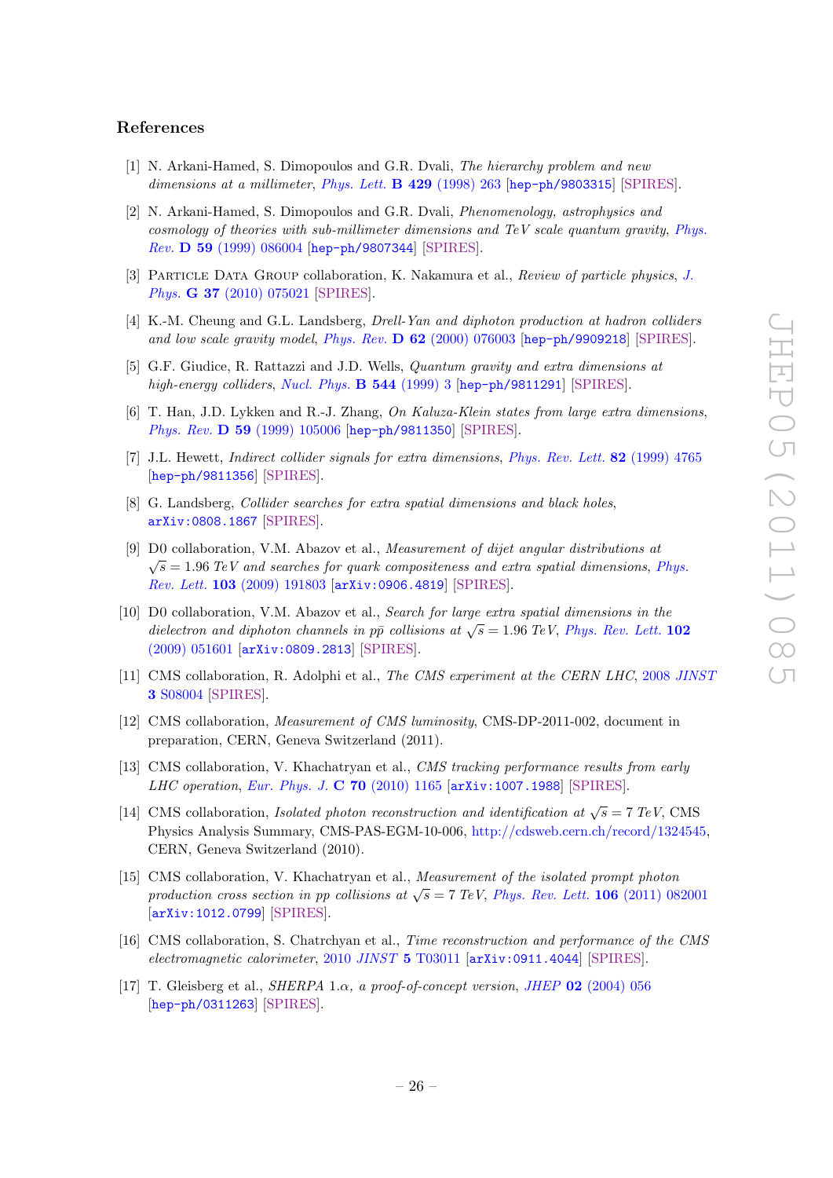## References

[1] N. Arkani-Hamed, S. Dimopoulos and G.R. Dvali, *The hierarchy problem and new dimensions at a millimeter*, Phys. Lett. **B 429** (1998) 263 [hep-ph/9803315] [SPIRES].

[2] N. Arkani-Hamed, S. Dimopoulos and G.R. Dvali, *Phenomenology, astrophysics and cosmology of theories with sub-millimeter dimensions and TeV scale quantum gravity*, Phys. Rev. **D 59** (1999) 086004 [hep-ph/9807344] [SPIRES].

[3] Particle Data Group collaboration, K. Nakamura et al., *Review of particle physics*, J. Phys. **G 37** (2010) 075021 [SPIRES].

[4] K.-M. Cheung and G.L. Landsberg, *Drell-Yan and diphoton production at hadron colliders and low scale gravity model*, Phys. Rev. **D 62** (2000) 076003 [hep-ph/9909218] [SPIRES].

[5] G.F. Giudice, R. Rattazzi and J.D. Wells, *Quantum gravity and extra dimensions at high-energy colliders*, Nucl. Phys. **B 544** (1999) 3 [hep-ph/9811291] [SPIRES].

[6] T. Han, J.D. Lykken and R.-J. Zhang, *On Kaluza-Klein states from large extra dimensions*, Phys. Rev. **D 59** (1999) 105006 [hep-ph/9811350] [SPIRES].

[7] J.L. Hewett, *Indirect collider signals for extra dimensions*, Phys. Rev. Lett. **82** (1999) 4765 [hep-ph/9811356] [SPIRES].

[8] G. Landsberg, *Collider searches for extra spatial dimensions and black holes*, arXiv:0808.1867 [SPIRES].

[9] D0 collaboration, V.M. Abazov et al., *Measurement of dijet angular distributions at $\sqrt{s} = 1.96$ TeV and searches for quark compositeness and extra spatial dimensions*, Phys. Rev. Lett. **103** (2009) 191803 [arXiv:0906.4819] [SPIRES].

[10] D0 collaboration, V.M. Abazov et al., *Search for large extra spatial dimensions in the dielectron and diphoton channels in $p\bar{p}$ collisions at $\sqrt{s} = 1.96$ TeV*, Phys. Rev. Lett. **102** (2009) 051601 [arXiv:0809.2813] [SPIRES].

[11] CMS collaboration, R. Adolphi et al., *The CMS experiment at the CERN LHC*, 2008 *JINST* **3** S08004 [SPIRES].

[12] CMS collaboration, *Measurement of CMS luminosity*, CMS-DP-2011-002, document in preparation, CERN, Geneva Switzerland (2011).

[13] CMS collaboration, V. Khachatryan et al., *CMS tracking performance results from early LHC operation*, Eur. Phys. J. **C 70** (2010) 1165 [arXiv:1007.1988] [SPIRES].

[14] CMS collaboration, *Isolated photon reconstruction and identification at $\sqrt{s} = 7$ TeV*, CMS Physics Analysis Summary, CMS-PAS-EGM-10-006, http://cdsweb.cern.ch/record/1324545, CERN, Geneva Switzerland (2010).

[15] CMS collaboration, V. Khachatryan et al., *Measurement of the isolated prompt photon production cross section in pp collisions at $\sqrt{s} = 7$ TeV*, Phys. Rev. Lett. **106** (2011) 082001 [arXiv:1012.0799] [SPIRES].

[16] CMS collaboration, S. Chatrchyan et al., *Time reconstruction and performance of the CMS electromagnetic calorimeter*, 2010 *JINST* **5** T03011 [arXiv:0911.4044] [SPIRES].

[17] T. Gleisberg et al., *SHERPA 1.$\alpha$, a proof-of-concept version*, JHEP **02** (2004) 056 [hep-ph/0311263] [SPIRES].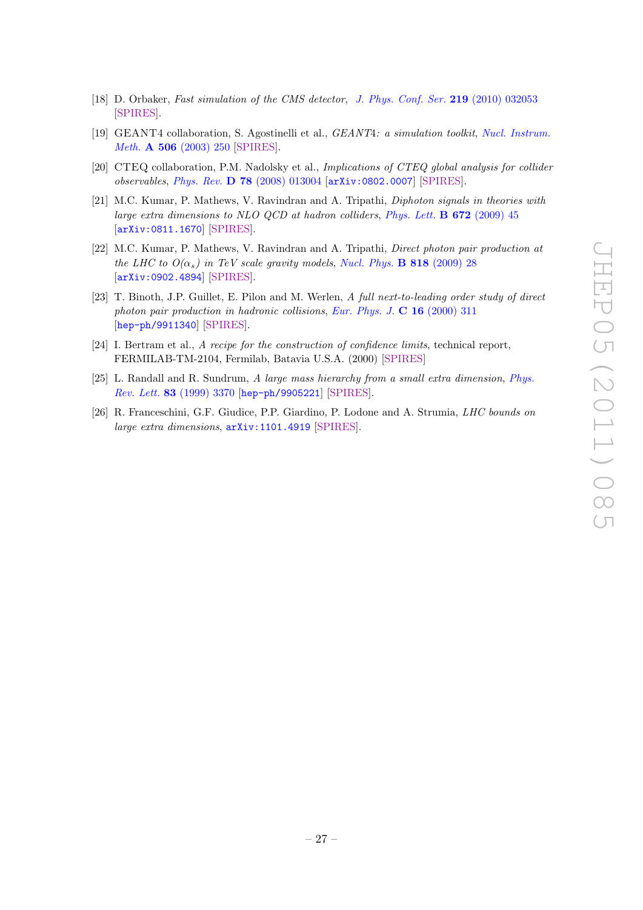[18] D. Orbaker, *Fast simulation of the CMS detector*, *J. Phys. Conf. Ser.* **219** (2010) 032053 [SPIRES].

[19] GEANT4 collaboration, S. Agostinelli et al., *GEANT4: a simulation toolkit*, *Nucl. Instrum. Meth.* **A 506** (2003) 250 [SPIRES].

[20] CTEQ collaboration, P.M. Nadolsky et al., *Implications of CTEQ global analysis for collider observables*, *Phys. Rev.* **D 78** (2008) 013004 [arXiv:0802.0007] [SPIRES].

[21] M.C. Kumar, P. Mathews, V. Ravindran and A. Tripathi, *Diphoton signals in theories with large extra dimensions to NLO QCD at hadron colliders*, *Phys. Lett.* **B 672** (2009) 45 [arXiv:0811.1670] [SPIRES].

[22] M.C. Kumar, P. Mathews, V. Ravindran and A. Tripathi, *Direct photon pair production at the LHC to $O(\alpha_s)$ in TeV scale gravity models*, *Nucl. Phys.* **B 818** (2009) 28 [arXiv:0902.4894] [SPIRES].

[23] T. Binoth, J.P. Guillet, E. Pilon and M. Werlen, *A full next-to-leading order study of direct photon pair production in hadronic collisions*, *Eur. Phys. J.* **C 16** (2000) 311 [hep-ph/9911340] [SPIRES].

[24] I. Bertram et al., *A recipe for the construction of confidence limits*, technical report, FERMILAB-TM-2104, Fermilab, Batavia U.S.A. (2000) [SPIRES]

[25] L. Randall and R. Sundrum, *A large mass hierarchy from a small extra dimension*, *Phys. Rev. Lett.* **83** (1999) 3370 [hep-ph/9905221] [SPIRES].

[26] R. Franceschini, G.F. Giudice, P.P. Giardino, P. Lodone and A. Strumia, *LHC bounds on large extra dimensions*, arXiv:1101.4919 [SPIRES].